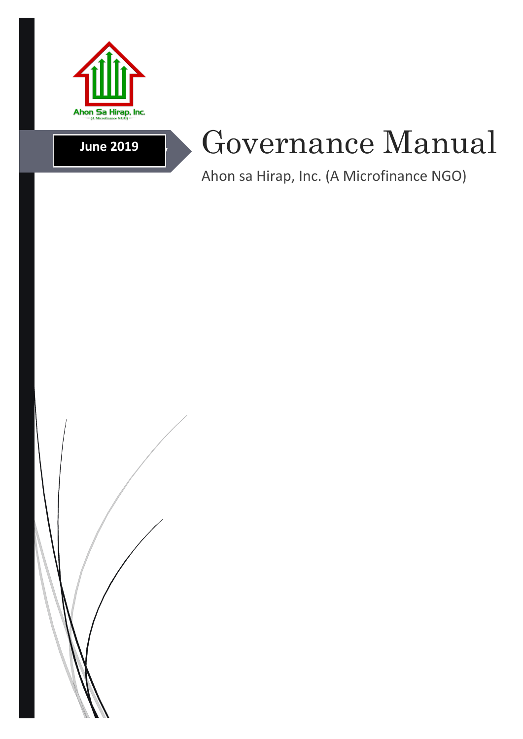Ahon Sa Hirap, Inc.
(A Microfinance NGO)

**June 2019**

# Governance Manual

Ahon sa Hirap, Inc. (A Microfinance NGO)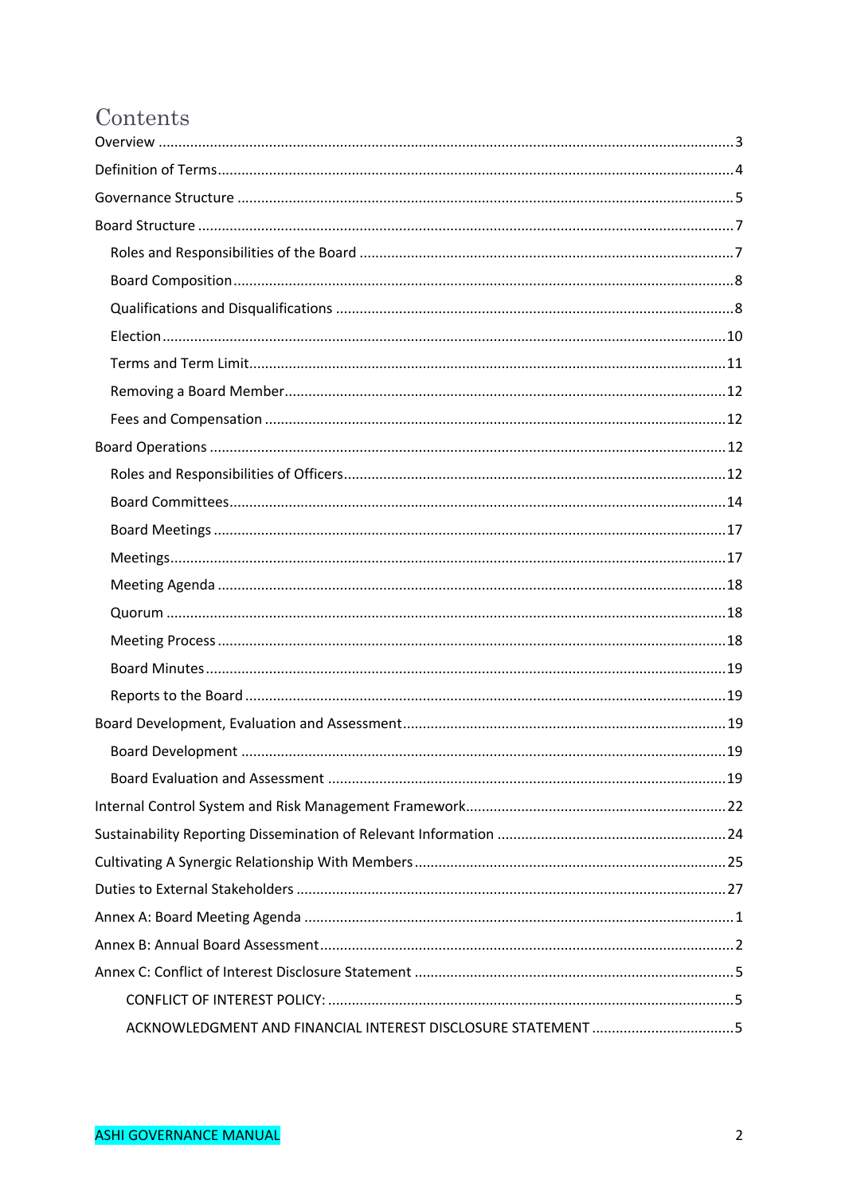# Contents

- Overview ... 3
- Definition of Terms ... 4
- Governance Structure ... 5
- Board Structure ... 7
  - Roles and Responsibilities of the Board ... 7
  - Board Composition ... 8
  - Qualifications and Disqualifications ... 8
  - Election ... 10
  - Terms and Term Limit ... 11
  - Removing a Board Member ... 12
  - Fees and Compensation ... 12
- Board Operations ... 12
  - Roles and Responsibilities of Officers ... 12
  - Board Committees ... 14
  - Board Meetings ... 17
  - Meetings ... 17
  - Meeting Agenda ... 18
  - Quorum ... 18
  - Meeting Process ... 18
  - Board Minutes ... 19
  - Reports to the Board ... 19
- Board Development, Evaluation and Assessment ... 19
  - Board Development ... 19
  - Board Evaluation and Assessment ... 19
- Internal Control System and Risk Management Framework ... 22
- Sustainability Reporting Dissemination of Relevant Information ... 24
- Cultivating A Synergic Relationship With Members ... 25
- Duties to External Stakeholders ... 27
- Annex A: Board Meeting Agenda ... 1
- Annex B: Annual Board Assessment ... 2
- Annex C: Conflict of Interest Disclosure Statement ... 5
  - CONFLICT OF INTEREST POLICY: ... 5
  - ACKNOWLEDGMENT AND FINANCIAL INTEREST DISCLOSURE STATEMENT ... 5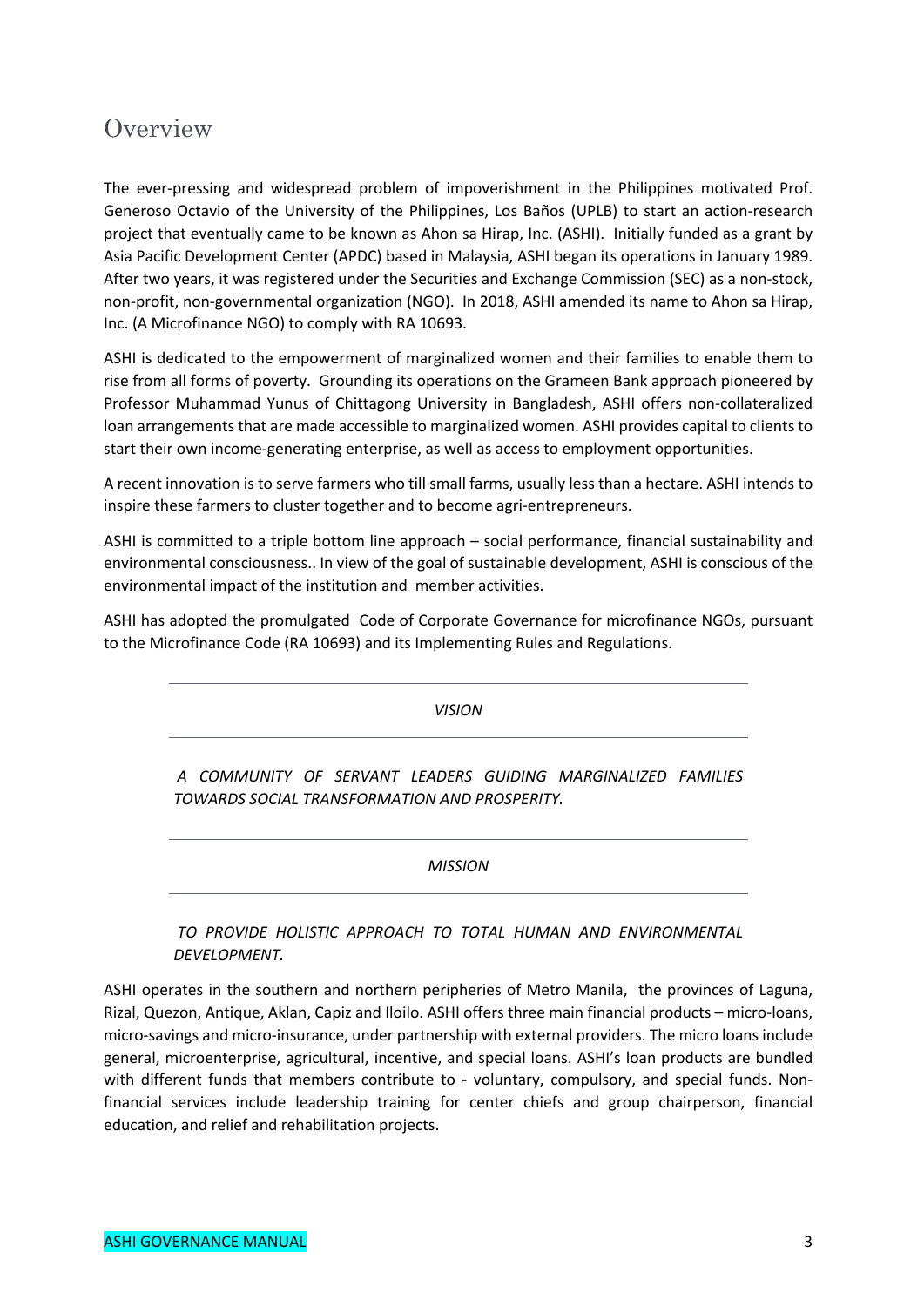# Overview

The ever-pressing and widespread problem of impoverishment in the Philippines motivated Prof. Generoso Octavio of the University of the Philippines, Los Baños (UPLB) to start an action-research project that eventually came to be known as Ahon sa Hirap, Inc. (ASHI). Initially funded as a grant by Asia Pacific Development Center (APDC) based in Malaysia, ASHI began its operations in January 1989. After two years, it was registered under the Securities and Exchange Commission (SEC) as a non-stock, non-profit, non-governmental organization (NGO). In 2018, ASHI amended its name to Ahon sa Hirap, Inc. (A Microfinance NGO) to comply with RA 10693.

ASHI is dedicated to the empowerment of marginalized women and their families to enable them to rise from all forms of poverty. Grounding its operations on the Grameen Bank approach pioneered by Professor Muhammad Yunus of Chittagong University in Bangladesh, ASHI offers non-collateralized loan arrangements that are made accessible to marginalized women. ASHI provides capital to clients to start their own income-generating enterprise, as well as access to employment opportunities.

A recent innovation is to serve farmers who till small farms, usually less than a hectare. ASHI intends to inspire these farmers to cluster together and to become agri-entrepreneurs.

ASHI is committed to a triple bottom line approach – social performance, financial sustainability and environmental consciousness.. In view of the goal of sustainable development, ASHI is conscious of the environmental impact of the institution and member activities.

ASHI has adopted the promulgated Code of Corporate Governance for microfinance NGOs, pursuant to the Microfinance Code (RA 10693) and its Implementing Rules and Regulations.

---

*VISION*

---

*A COMMUNITY OF SERVANT LEADERS GUIDING MARGINALIZED FAMILIES TOWARDS SOCIAL TRANSFORMATION AND PROSPERITY.*

---

*MISSION*

---

*TO PROVIDE HOLISTIC APPROACH TO TOTAL HUMAN AND ENVIRONMENTAL DEVELOPMENT.*

ASHI operates in the southern and northern peripheries of Metro Manila, the provinces of Laguna, Rizal, Quezon, Antique, Aklan, Capiz and Iloilo. ASHI offers three main financial products – micro-loans, micro-savings and micro-insurance, under partnership with external providers. The micro loans include general, microenterprise, agricultural, incentive, and special loans. ASHI's loan products are bundled with different funds that members contribute to - voluntary, compulsory, and special funds. Non-financial services include leadership training for center chiefs and group chairperson, financial education, and relief and rehabilitation projects.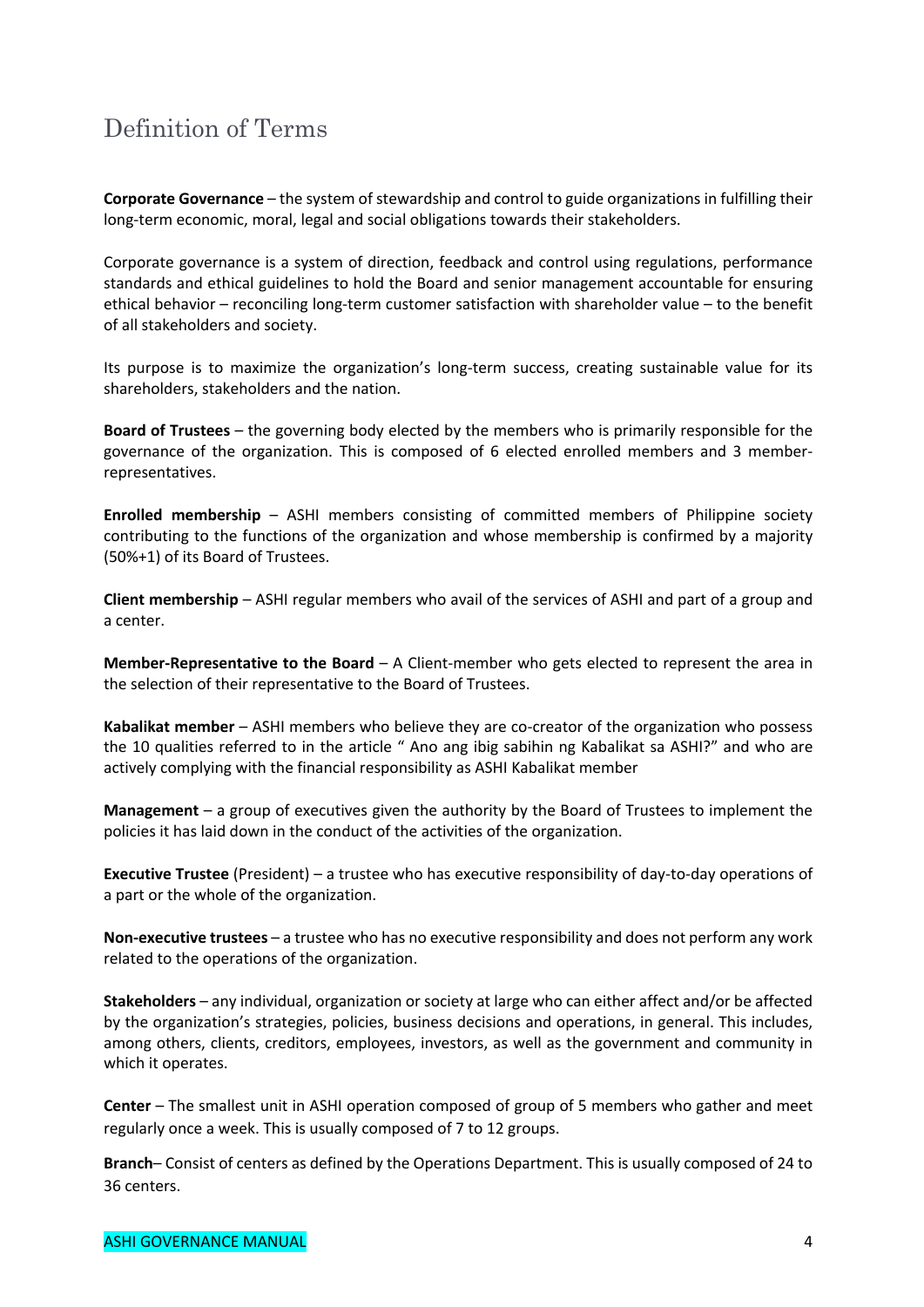# Definition of Terms

**Corporate Governance** – the system of stewardship and control to guide organizations in fulfilling their long-term economic, moral, legal and social obligations towards their stakeholders.

Corporate governance is a system of direction, feedback and control using regulations, performance standards and ethical guidelines to hold the Board and senior management accountable for ensuring ethical behavior – reconciling long-term customer satisfaction with shareholder value – to the benefit of all stakeholders and society.

Its purpose is to maximize the organization's long-term success, creating sustainable value for its shareholders, stakeholders and the nation.

**Board of Trustees** – the governing body elected by the members who is primarily responsible for the governance of the organization. This is composed of 6 elected enrolled members and 3 member-representatives.

**Enrolled membership** – ASHI members consisting of committed members of Philippine society contributing to the functions of the organization and whose membership is confirmed by a majority (50%+1) of its Board of Trustees.

**Client membership** – ASHI regular members who avail of the services of ASHI and part of a group and a center.

**Member-Representative to the Board** – A Client-member who gets elected to represent the area in the selection of their representative to the Board of Trustees.

**Kabalikat member** – ASHI members who believe they are co-creator of the organization who possess the 10 qualities referred to in the article " Ano ang ibig sabihin ng Kabalikat sa ASHI?" and who are actively complying with the financial responsibility as ASHI Kabalikat member

**Management** – a group of executives given the authority by the Board of Trustees to implement the policies it has laid down in the conduct of the activities of the organization.

**Executive Trustee** (President) – a trustee who has executive responsibility of day-to-day operations of a part or the whole of the organization.

**Non-executive trustees** – a trustee who has no executive responsibility and does not perform any work related to the operations of the organization.

**Stakeholders** – any individual, organization or society at large who can either affect and/or be affected by the organization's strategies, policies, business decisions and operations, in general. This includes, among others, clients, creditors, employees, investors, as well as the government and community in which it operates.

**Center** – The smallest unit in ASHI operation composed of group of 5 members who gather and meet regularly once a week. This is usually composed of 7 to 12 groups.

**Branch**– Consist of centers as defined by the Operations Department. This is usually composed of 24 to 36 centers.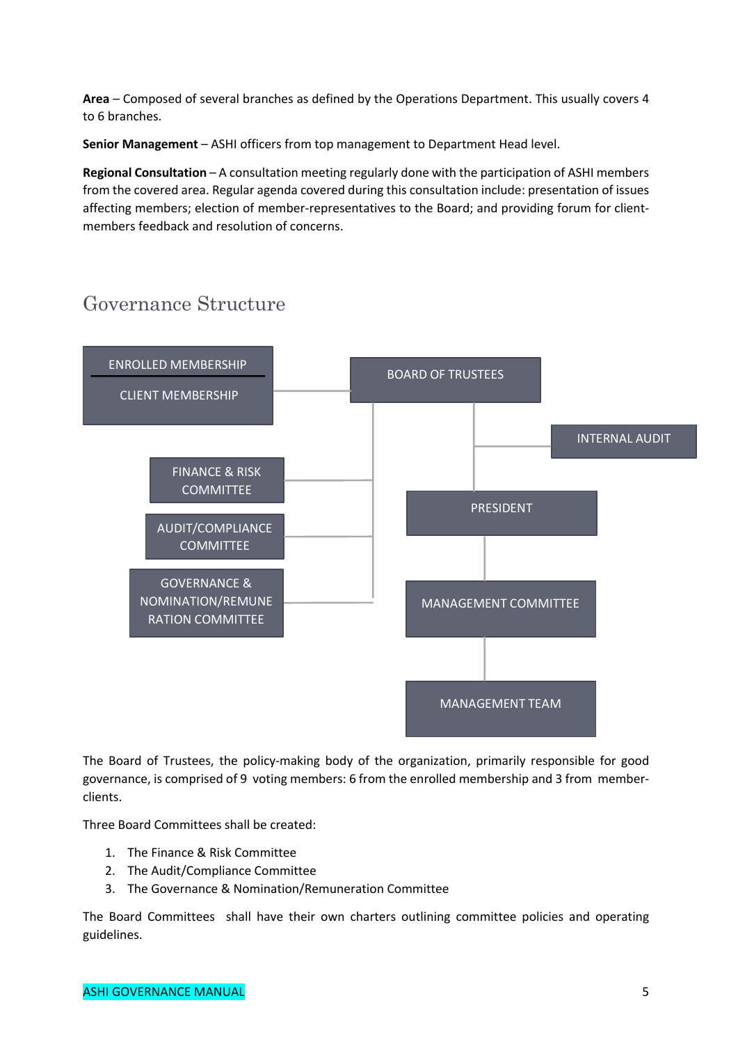**Area** – Composed of several branches as defined by the Operations Department. This usually covers 4 to 6 branches.

**Senior Management** – ASHI officers from top management to Department Head level.

**Regional Consultation** – A consultation meeting regularly done with the participation of ASHI members from the covered area. Regular agenda covered during this consultation include: presentation of issues affecting members; election of member-representatives to the Board; and providing forum for client-members feedback and resolution of concerns.

## Governance Structure

ENROLLED MEMBERSHIP

CLIENT MEMBERSHIP

BOARD OF TRUSTEES

INTERNAL AUDIT

FINANCE & RISK COMMITTEE

AUDIT/COMPLIANCE COMMITTEE

GOVERNANCE & NOMINATION/REMUNERATION COMMITTEE

PRESIDENT

MANAGEMENT COMMITTEE

MANAGEMENT TEAM

The Board of Trustees, the policy-making body of the organization, primarily responsible for good governance, is comprised of 9 voting members: 6 from the enrolled membership and 3 from member-clients.

Three Board Committees shall be created:

1. The Finance & Risk Committee
2. The Audit/Compliance Committee
3. The Governance & Nomination/Remuneration Committee

The Board Committees shall have their own charters outlining committee policies and operating guidelines.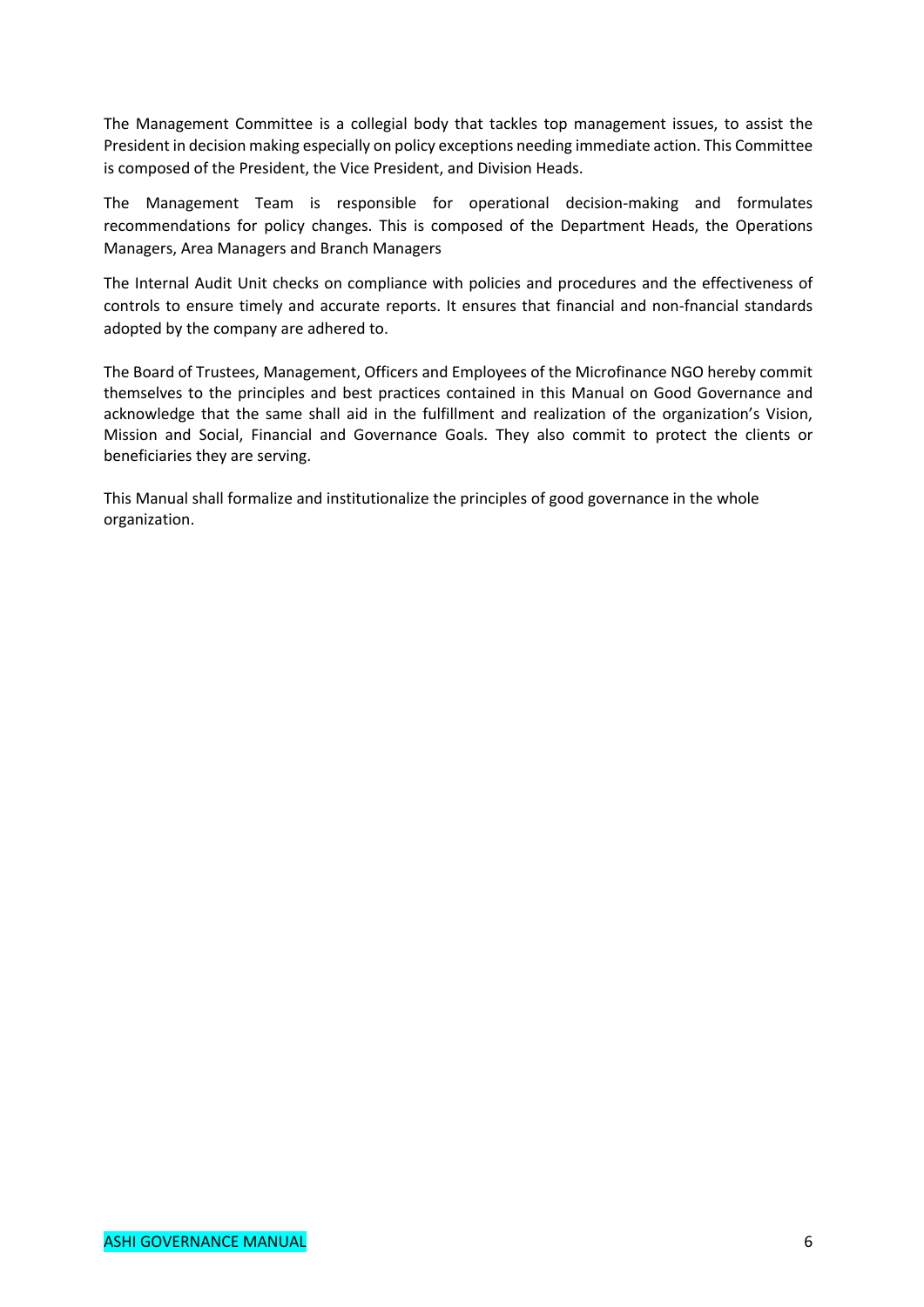The Management Committee is a collegial body that tackles top management issues, to assist the President in decision making especially on policy exceptions needing immediate action. This Committee is composed of the President, the Vice President, and Division Heads.

The Management Team is responsible for operational decision-making and formulates recommendations for policy changes. This is composed of the Department Heads, the Operations Managers, Area Managers and Branch Managers

The Internal Audit Unit checks on compliance with policies and procedures and the effectiveness of controls to ensure timely and accurate reports. It ensures that financial and non-fnancial standards adopted by the company are adhered to.

The Board of Trustees, Management, Officers and Employees of the Microfinance NGO hereby commit themselves to the principles and best practices contained in this Manual on Good Governance and acknowledge that the same shall aid in the fulfillment and realization of the organization's Vision, Mission and Social, Financial and Governance Goals. They also commit to protect the clients or beneficiaries they are serving.

This Manual shall formalize and institutionalize the principles of good governance in the whole organization.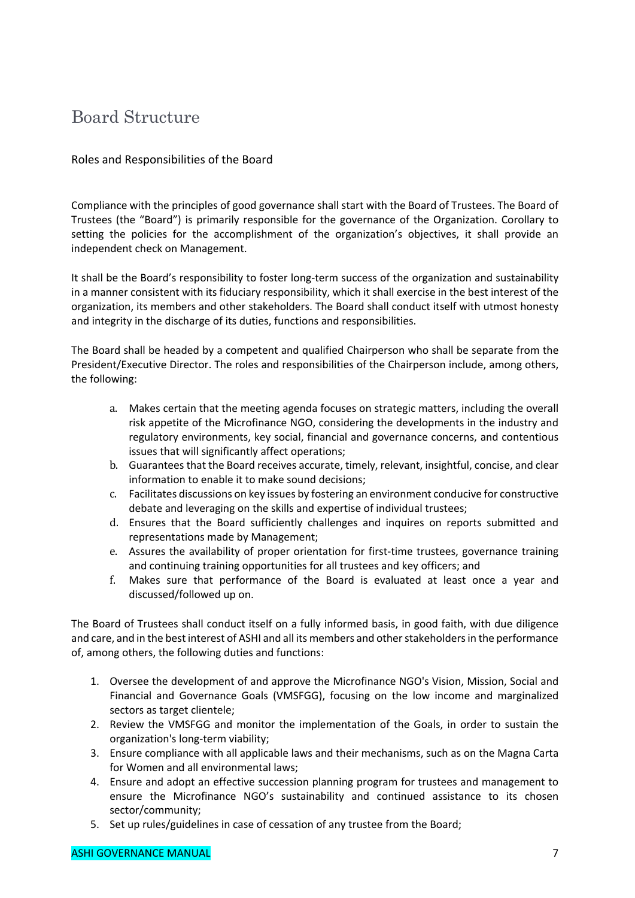# Board Structure

## Roles and Responsibilities of the Board

Compliance with the principles of good governance shall start with the Board of Trustees. The Board of Trustees (the "Board") is primarily responsible for the governance of the Organization. Corollary to setting the policies for the accomplishment of the organization's objectives, it shall provide an independent check on Management.

It shall be the Board's responsibility to foster long-term success of the organization and sustainability in a manner consistent with its fiduciary responsibility, which it shall exercise in the best interest of the organization, its members and other stakeholders. The Board shall conduct itself with utmost honesty and integrity in the discharge of its duties, functions and responsibilities.

The Board shall be headed by a competent and qualified Chairperson who shall be separate from the President/Executive Director. The roles and responsibilities of the Chairperson include, among others, the following:

a. Makes certain that the meeting agenda focuses on strategic matters, including the overall risk appetite of the Microfinance NGO, considering the developments in the industry and regulatory environments, key social, financial and governance concerns, and contentious issues that will significantly affect operations;
b. Guarantees that the Board receives accurate, timely, relevant, insightful, concise, and clear information to enable it to make sound decisions;
c. Facilitates discussions on key issues by fostering an environment conducive for constructive debate and leveraging on the skills and expertise of individual trustees;
d. Ensures that the Board sufficiently challenges and inquires on reports submitted and representations made by Management;
e. Assures the availability of proper orientation for first-time trustees, governance training and continuing training opportunities for all trustees and key officers; and
f. Makes sure that performance of the Board is evaluated at least once a year and discussed/followed up on.

The Board of Trustees shall conduct itself on a fully informed basis, in good faith, with due diligence and care, and in the best interest of ASHI and all its members and other stakeholders in the performance of, among others, the following duties and functions:

1. Oversee the development of and approve the Microfinance NGO's Vision, Mission, Social and Financial and Governance Goals (VMSFGG), focusing on the low income and marginalized sectors as target clientele;
2. Review the VMSFGG and monitor the implementation of the Goals, in order to sustain the organization's long-term viability;
3. Ensure compliance with all applicable laws and their mechanisms, such as on the Magna Carta for Women and all environmental laws;
4. Ensure and adopt an effective succession planning program for trustees and management to ensure the Microfinance NGO's sustainability and continued assistance to its chosen sector/community;
5. Set up rules/guidelines in case of cessation of any trustee from the Board;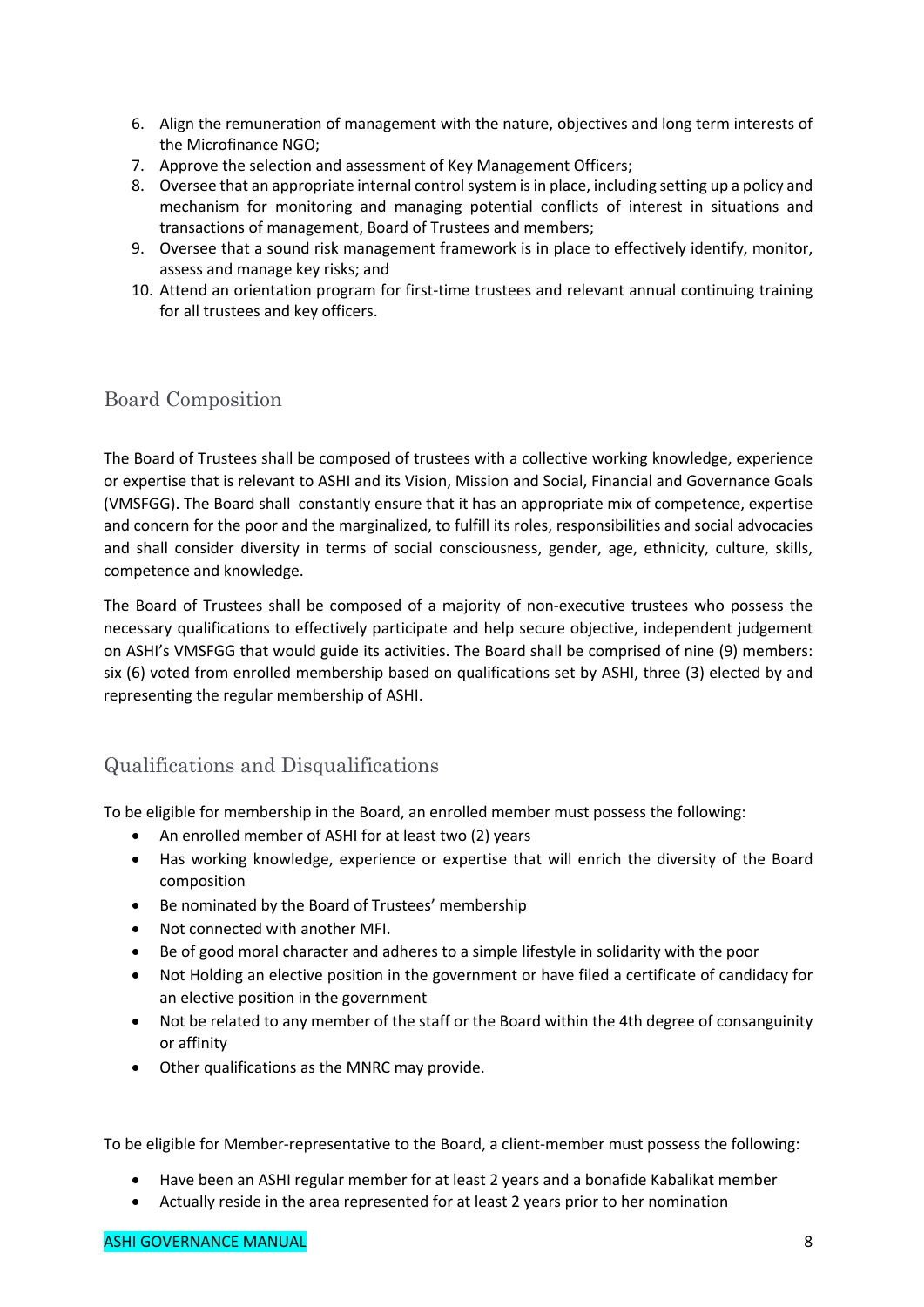6. Align the remuneration of management with the nature, objectives and long term interests of the Microfinance NGO;
7. Approve the selection and assessment of Key Management Officers;
8. Oversee that an appropriate internal control system is in place, including setting up a policy and mechanism for monitoring and managing potential conflicts of interest in situations and transactions of management, Board of Trustees and members;
9. Oversee that a sound risk management framework is in place to effectively identify, monitor, assess and manage key risks; and
10. Attend an orientation program for first-time trustees and relevant annual continuing training for all trustees and key officers.

## Board Composition

The Board of Trustees shall be composed of trustees with a collective working knowledge, experience or expertise that is relevant to ASHI and its Vision, Mission and Social, Financial and Governance Goals (VMSFGG). The Board shall constantly ensure that it has an appropriate mix of competence, expertise and concern for the poor and the marginalized, to fulfill its roles, responsibilities and social advocacies and shall consider diversity in terms of social consciousness, gender, age, ethnicity, culture, skills, competence and knowledge.

The Board of Trustees shall be composed of a majority of non-executive trustees who possess the necessary qualifications to effectively participate and help secure objective, independent judgement on ASHI's VMSFGG that would guide its activities. The Board shall be comprised of nine (9) members: six (6) voted from enrolled membership based on qualifications set by ASHI, three (3) elected by and representing the regular membership of ASHI.

## Qualifications and Disqualifications

To be eligible for membership in the Board, an enrolled member must possess the following:

- An enrolled member of ASHI for at least two (2) years
- Has working knowledge, experience or expertise that will enrich the diversity of the Board composition
- Be nominated by the Board of Trustees' membership
- Not connected with another MFI.
- Be of good moral character and adheres to a simple lifestyle in solidarity with the poor
- Not Holding an elective position in the government or have filed a certificate of candidacy for an elective position in the government
- Not be related to any member of the staff or the Board within the 4th degree of consanguinity or affinity
- Other qualifications as the MNRC may provide.

To be eligible for Member-representative to the Board, a client-member must possess the following:

- Have been an ASHI regular member for at least 2 years and a bonafide Kabalikat member
- Actually reside in the area represented for at least 2 years prior to her nomination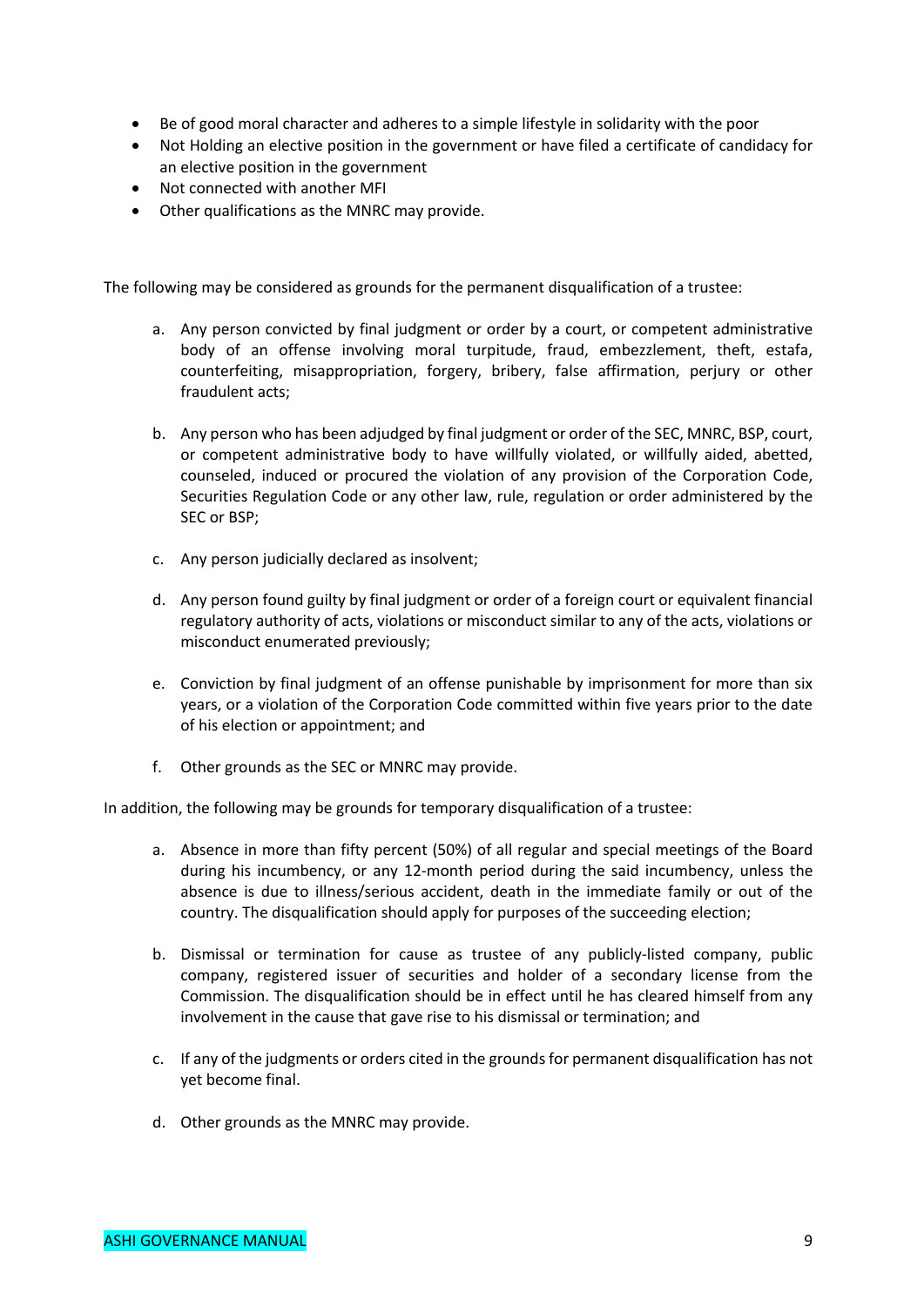- Be of good moral character and adheres to a simple lifestyle in solidarity with the poor
- Not Holding an elective position in the government or have filed a certificate of candidacy for an elective position in the government
- Not connected with another MFI
- Other qualifications as the MNRC may provide.

The following may be considered as grounds for the permanent disqualification of a trustee:

a. Any person convicted by final judgment or order by a court, or competent administrative body of an offense involving moral turpitude, fraud, embezzlement, theft, estafa, counterfeiting, misappropriation, forgery, bribery, false affirmation, perjury or other fraudulent acts;

b. Any person who has been adjudged by final judgment or order of the SEC, MNRC, BSP, court, or competent administrative body to have willfully violated, or willfully aided, abetted, counseled, induced or procured the violation of any provision of the Corporation Code, Securities Regulation Code or any other law, rule, regulation or order administered by the SEC or BSP;

c. Any person judicially declared as insolvent;

d. Any person found guilty by final judgment or order of a foreign court or equivalent financial regulatory authority of acts, violations or misconduct similar to any of the acts, violations or misconduct enumerated previously;

e. Conviction by final judgment of an offense punishable by imprisonment for more than six years, or a violation of the Corporation Code committed within five years prior to the date of his election or appointment; and

f. Other grounds as the SEC or MNRC may provide.

In addition, the following may be grounds for temporary disqualification of a trustee:

a. Absence in more than fifty percent (50%) of all regular and special meetings of the Board during his incumbency, or any 12-month period during the said incumbency, unless the absence is due to illness/serious accident, death in the immediate family or out of the country. The disqualification should apply for purposes of the succeeding election;

b. Dismissal or termination for cause as trustee of any publicly-listed company, public company, registered issuer of securities and holder of a secondary license from the Commission. The disqualification should be in effect until he has cleared himself from any involvement in the cause that gave rise to his dismissal or termination; and

c. If any of the judgments or orders cited in the grounds for permanent disqualification has not yet become final.

d. Other grounds as the MNRC may provide.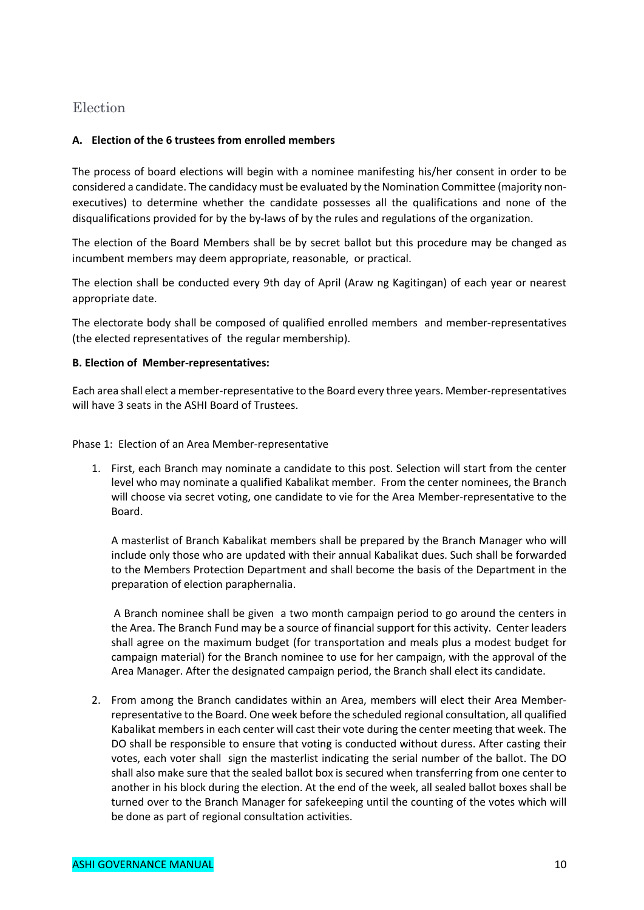## Election

### A. Election of the 6 trustees from enrolled members

The process of board elections will begin with a nominee manifesting his/her consent in order to be considered a candidate. The candidacy must be evaluated by the Nomination Committee (majority non-executives) to determine whether the candidate possesses all the qualifications and none of the disqualifications provided for by the by-laws of by the rules and regulations of the organization.

The election of the Board Members shall be by secret ballot but this procedure may be changed as incumbent members may deem appropriate, reasonable, or practical.

The election shall be conducted every 9th day of April (Araw ng Kagitingan) of each year or nearest appropriate date.

The electorate body shall be composed of qualified enrolled members and member-representatives (the elected representatives of the regular membership).

### B. Election of Member-representatives:

Each area shall elect a member-representative to the Board every three years. Member-representatives will have 3 seats in the ASHI Board of Trustees.

Phase 1: Election of an Area Member-representative

1. First, each Branch may nominate a candidate to this post. Selection will start from the center level who may nominate a qualified Kabalikat member. From the center nominees, the Branch will choose via secret voting, one candidate to vie for the Area Member-representative to the Board.

   A masterlist of Branch Kabalikat members shall be prepared by the Branch Manager who will include only those who are updated with their annual Kabalikat dues. Such shall be forwarded to the Members Protection Department and shall become the basis of the Department in the preparation of election paraphernalia.

   A Branch nominee shall be given a two month campaign period to go around the centers in the Area. The Branch Fund may be a source of financial support for this activity. Center leaders shall agree on the maximum budget (for transportation and meals plus a modest budget for campaign material) for the Branch nominee to use for her campaign, with the approval of the Area Manager. After the designated campaign period, the Branch shall elect its candidate.

2. From among the Branch candidates within an Area, members will elect their Area Member-representative to the Board. One week before the scheduled regional consultation, all qualified Kabalikat members in each center will cast their vote during the center meeting that week. The DO shall be responsible to ensure that voting is conducted without duress. After casting their votes, each voter shall sign the masterlist indicating the serial number of the ballot. The DO shall also make sure that the sealed ballot box is secured when transferring from one center to another in his block during the election. At the end of the week, all sealed ballot boxes shall be turned over to the Branch Manager for safekeeping until the counting of the votes which will be done as part of regional consultation activities.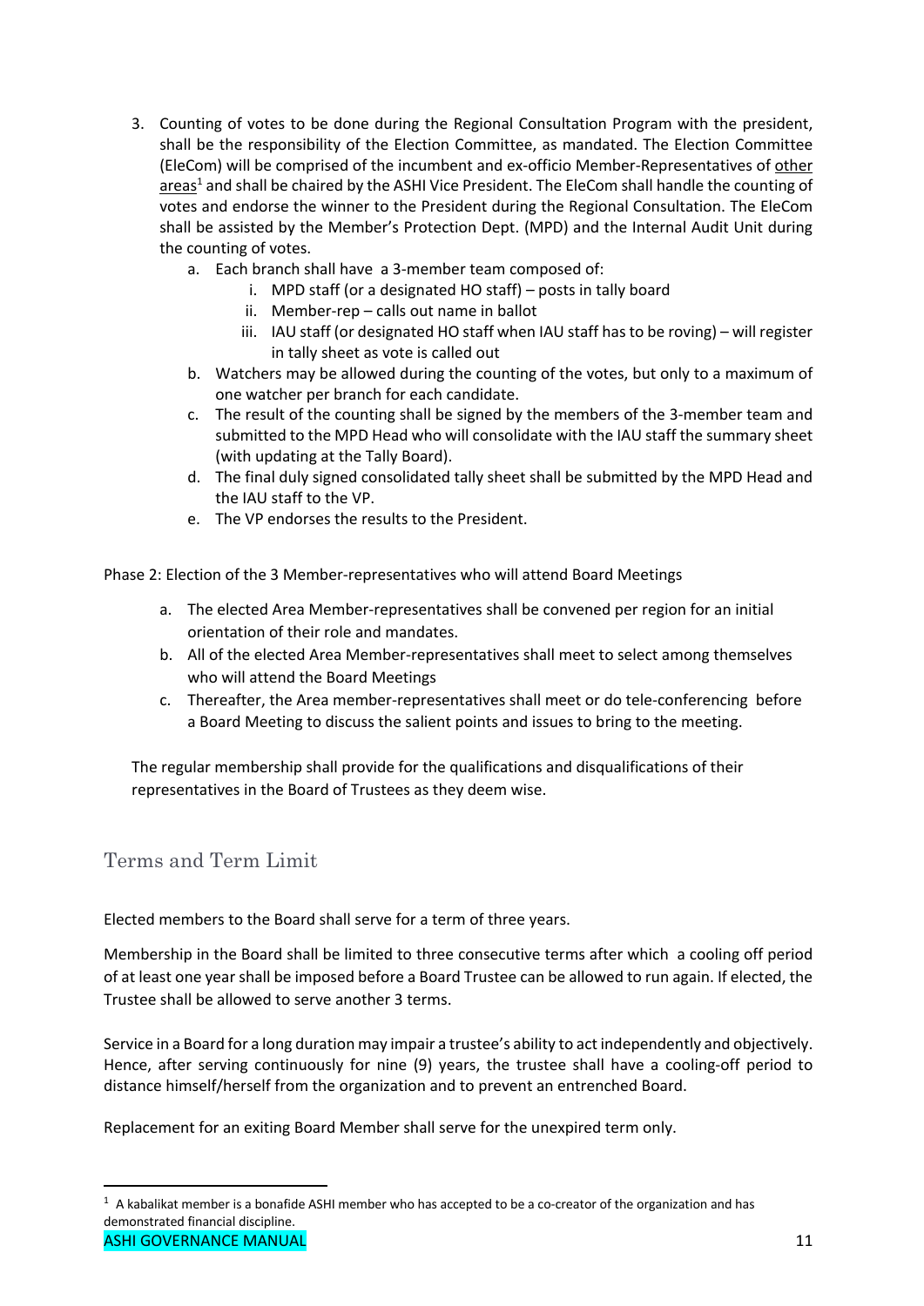3. Counting of votes to be done during the Regional Consultation Program with the president, shall be the responsibility of the Election Committee, as mandated. The Election Committee (EleCom) will be comprised of the incumbent and ex-officio Member-Representatives of <u>other areas</u>[1] and shall be chaired by the ASHI Vice President. The EleCom shall handle the counting of votes and endorse the winner to the President during the Regional Consultation. The EleCom shall be assisted by the Member's Protection Dept. (MPD) and the Internal Audit Unit during the counting of votes.
    a. Each branch shall have a 3-member team composed of:
        i. MPD staff (or a designated HO staff) – posts in tally board
        ii. Member-rep – calls out name in ballot
        iii. IAU staff (or designated HO staff when IAU staff has to be roving) – will register in tally sheet as vote is called out
    b. Watchers may be allowed during the counting of the votes, but only to a maximum of one watcher per branch for each candidate.
    c. The result of the counting shall be signed by the members of the 3-member team and submitted to the MPD Head who will consolidate with the IAU staff the summary sheet (with updating at the Tally Board).
    d. The final duly signed consolidated tally sheet shall be submitted by the MPD Head and the IAU staff to the VP.
    e. The VP endorses the results to the President.

Phase 2: Election of the 3 Member-representatives who will attend Board Meetings

a. The elected Area Member-representatives shall be convened per region for an initial orientation of their role and mandates.
b. All of the elected Area Member-representatives shall meet to select among themselves who will attend the Board Meetings
c. Thereafter, the Area member-representatives shall meet or do tele-conferencing before a Board Meeting to discuss the salient points and issues to bring to the meeting.

The regular membership shall provide for the qualifications and disqualifications of their representatives in the Board of Trustees as they deem wise.

## Terms and Term Limit

Elected members to the Board shall serve for a term of three years.

Membership in the Board shall be limited to three consecutive terms after which a cooling off period of at least one year shall be imposed before a Board Trustee can be allowed to run again. If elected, the Trustee shall be allowed to serve another 3 terms.

Service in a Board for a long duration may impair a trustee's ability to act independently and objectively. Hence, after serving continuously for nine (9) years, the trustee shall have a cooling-off period to distance himself/herself from the organization and to prevent an entrenched Board.

Replacement for an exiting Board Member shall serve for the unexpired term only.

---

[1] A kabalikat member is a bonafide ASHI member who has accepted to be a co-creator of the organization and has demonstrated financial discipline.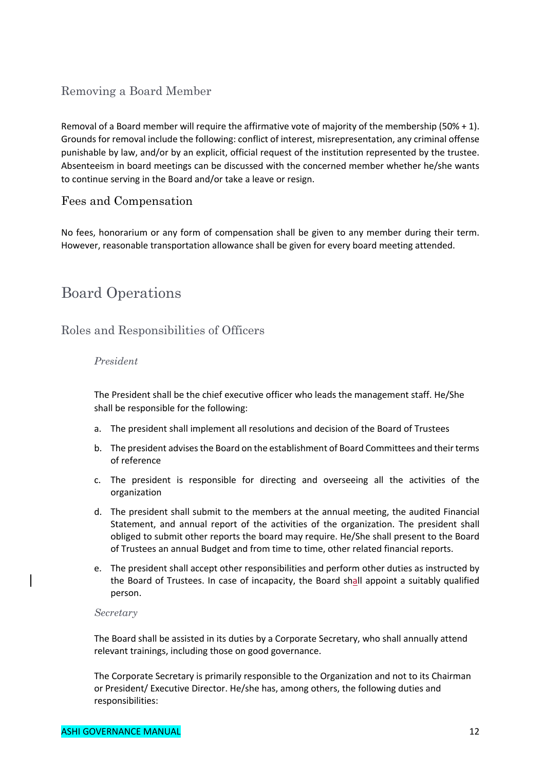## Removing a Board Member

Removal of a Board member will require the affirmative vote of majority of the membership (50% + 1). Grounds for removal include the following: conflict of interest, misrepresentation, any criminal offense punishable by law, and/or by an explicit, official request of the institution represented by the trustee. Absenteeism in board meetings can be discussed with the concerned member whether he/she wants to continue serving in the Board and/or take a leave or resign.

## Fees and Compensation

No fees, honorarium or any form of compensation shall be given to any member during their term. However, reasonable transportation allowance shall be given for every board meeting attended.

# Board Operations

## Roles and Responsibilities of Officers

### *President*

The President shall be the chief executive officer who leads the management staff. He/She shall be responsible for the following:

a. The president shall implement all resolutions and decision of the Board of Trustees

b. The president advises the Board on the establishment of Board Committees and their terms of reference

c. The president is responsible for directing and overseeing all the activities of the organization

d. The president shall submit to the members at the annual meeting, the audited Financial Statement, and annual report of the activities of the organization. The president shall obliged to submit other reports the board may require. He/She shall present to the Board of Trustees an annual Budget and from time to time, other related financial reports.

e. The president shall accept other responsibilities and perform other duties as instructed by the Board of Trustees. In case of incapacity, the Board shall appoint a suitably qualified person.

### *Secretary*

The Board shall be assisted in its duties by a Corporate Secretary, who shall annually attend relevant trainings, including those on good governance.

The Corporate Secretary is primarily responsible to the Organization and not to its Chairman or President/ Executive Director. He/she has, among others, the following duties and responsibilities: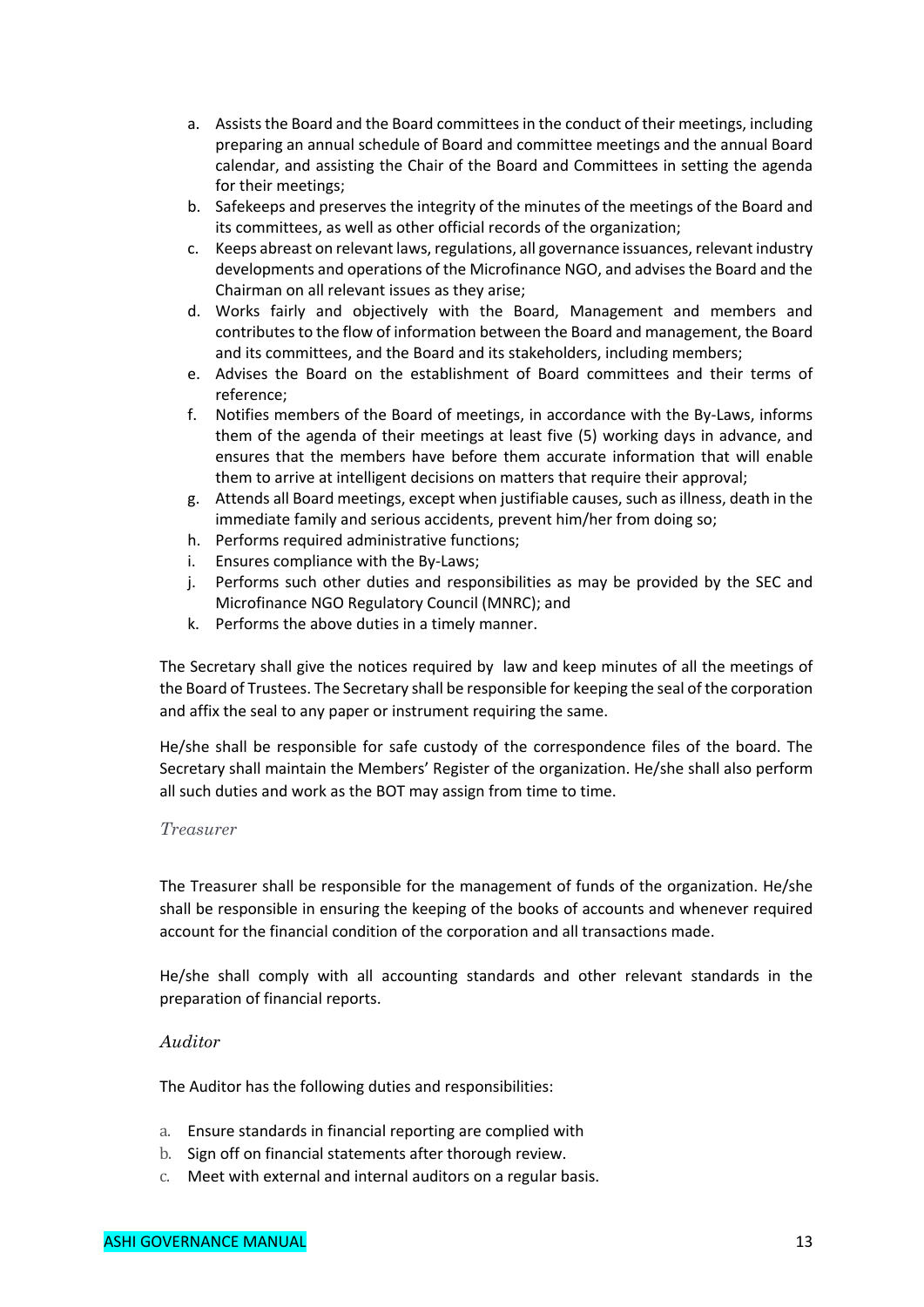a. Assists the Board and the Board committees in the conduct of their meetings, including preparing an annual schedule of Board and committee meetings and the annual Board calendar, and assisting the Chair of the Board and Committees in setting the agenda for their meetings;
b. Safekeeps and preserves the integrity of the minutes of the meetings of the Board and its committees, as well as other official records of the organization;
c. Keeps abreast on relevant laws, regulations, all governance issuances, relevant industry developments and operations of the Microfinance NGO, and advises the Board and the Chairman on all relevant issues as they arise;
d. Works fairly and objectively with the Board, Management and members and contributes to the flow of information between the Board and management, the Board and its committees, and the Board and its stakeholders, including members;
e. Advises the Board on the establishment of Board committees and their terms of reference;
f. Notifies members of the Board of meetings, in accordance with the By-Laws, informs them of the agenda of their meetings at least five (5) working days in advance, and ensures that the members have before them accurate information that will enable them to arrive at intelligent decisions on matters that require their approval;
g. Attends all Board meetings, except when justifiable causes, such as illness, death in the immediate family and serious accidents, prevent him/her from doing so;
h. Performs required administrative functions;
i. Ensures compliance with the By-Laws;
j. Performs such other duties and responsibilities as may be provided by the SEC and Microfinance NGO Regulatory Council (MNRC); and
k. Performs the above duties in a timely manner.

The Secretary shall give the notices required by law and keep minutes of all the meetings of the Board of Trustees. The Secretary shall be responsible for keeping the seal of the corporation and affix the seal to any paper or instrument requiring the same.

He/she shall be responsible for safe custody of the correspondence files of the board. The Secretary shall maintain the Members' Register of the organization. He/she shall also perform all such duties and work as the BOT may assign from time to time.

*Treasurer*

The Treasurer shall be responsible for the management of funds of the organization. He/she shall be responsible in ensuring the keeping of the books of accounts and whenever required account for the financial condition of the corporation and all transactions made.

He/she shall comply with all accounting standards and other relevant standards in the preparation of financial reports.

*Auditor*

The Auditor has the following duties and responsibilities:

a. Ensure standards in financial reporting are complied with
b. Sign off on financial statements after thorough review.
c. Meet with external and internal auditors on a regular basis.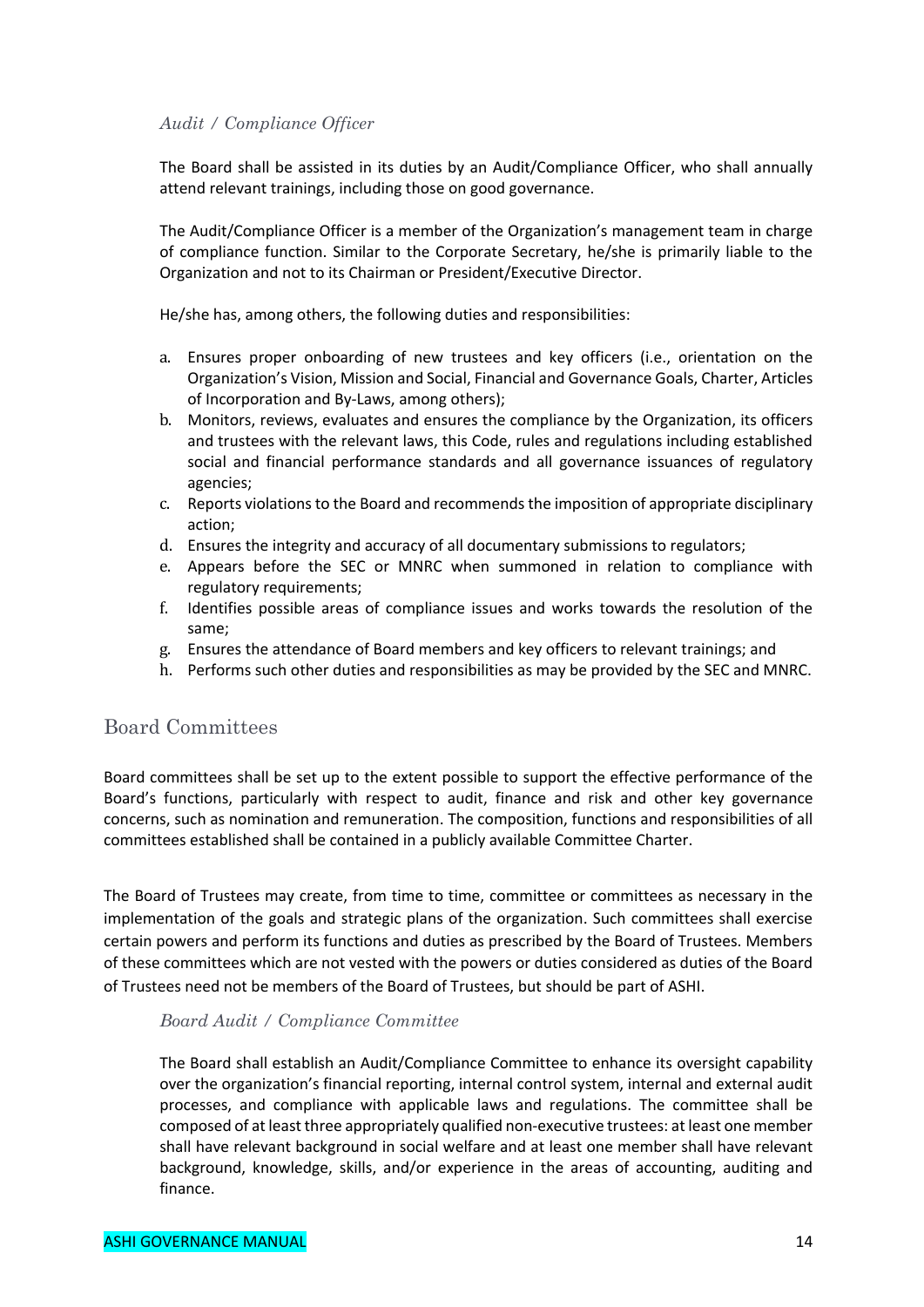### *Audit / Compliance Officer*

The Board shall be assisted in its duties by an Audit/Compliance Officer, who shall annually attend relevant trainings, including those on good governance.

The Audit/Compliance Officer is a member of the Organization's management team in charge of compliance function. Similar to the Corporate Secretary, he/she is primarily liable to the Organization and not to its Chairman or President/Executive Director.

He/she has, among others, the following duties and responsibilities:

a. Ensures proper onboarding of new trustees and key officers (i.e., orientation on the Organization's Vision, Mission and Social, Financial and Governance Goals, Charter, Articles of Incorporation and By-Laws, among others);
b. Monitors, reviews, evaluates and ensures the compliance by the Organization, its officers and trustees with the relevant laws, this Code, rules and regulations including established social and financial performance standards and all governance issuances of regulatory agencies;
c. Reports violations to the Board and recommends the imposition of appropriate disciplinary action;
d. Ensures the integrity and accuracy of all documentary submissions to regulators;
e. Appears before the SEC or MNRC when summoned in relation to compliance with regulatory requirements;
f. Identifies possible areas of compliance issues and works towards the resolution of the same;
g. Ensures the attendance of Board members and key officers to relevant trainings; and
h. Performs such other duties and responsibilities as may be provided by the SEC and MNRC.

## Board Committees

Board committees shall be set up to the extent possible to support the effective performance of the Board's functions, particularly with respect to audit, finance and risk and other key governance concerns, such as nomination and remuneration. The composition, functions and responsibilities of all committees established shall be contained in a publicly available Committee Charter.

The Board of Trustees may create, from time to time, committee or committees as necessary in the implementation of the goals and strategic plans of the organization. Such committees shall exercise certain powers and perform its functions and duties as prescribed by the Board of Trustees. Members of these committees which are not vested with the powers or duties considered as duties of the Board of Trustees need not be members of the Board of Trustees, but should be part of ASHI.

### *Board Audit / Compliance Committee*

The Board shall establish an Audit/Compliance Committee to enhance its oversight capability over the organization's financial reporting, internal control system, internal and external audit processes, and compliance with applicable laws and regulations. The committee shall be composed of at least three appropriately qualified non-executive trustees: at least one member shall have relevant background in social welfare and at least one member shall have relevant background, knowledge, skills, and/or experience in the areas of accounting, auditing and finance.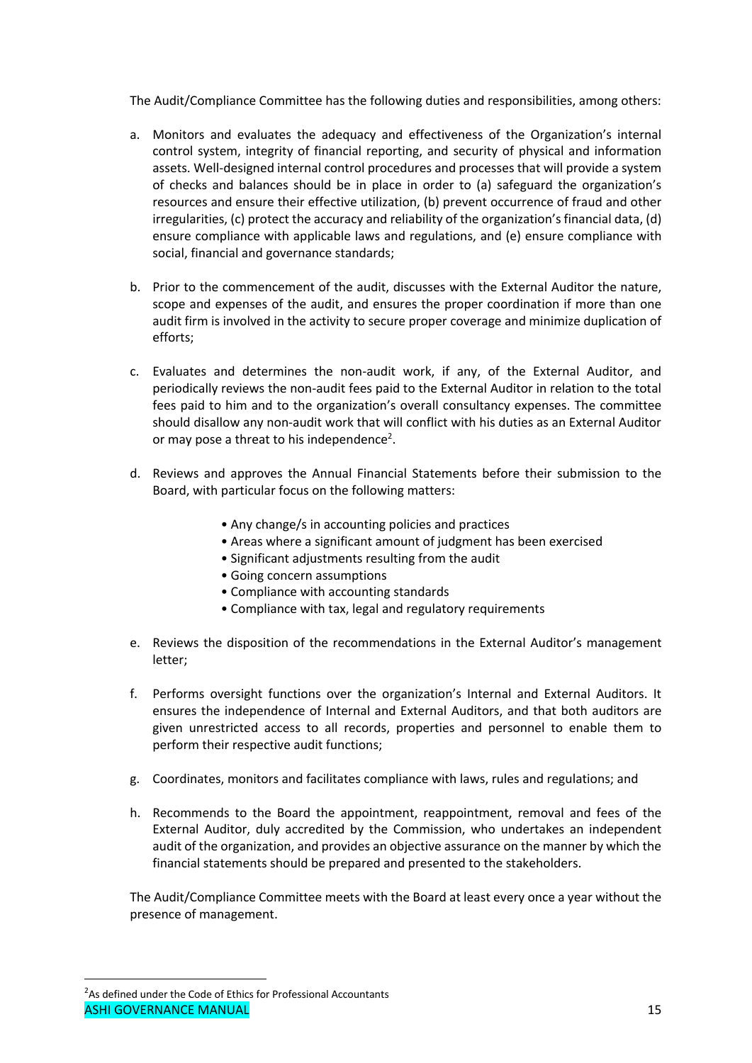The Audit/Compliance Committee has the following duties and responsibilities, among others:

a. Monitors and evaluates the adequacy and effectiveness of the Organization's internal control system, integrity of financial reporting, and security of physical and information assets. Well-designed internal control procedures and processes that will provide a system of checks and balances should be in place in order to (a) safeguard the organization's resources and ensure their effective utilization, (b) prevent occurrence of fraud and other irregularities, (c) protect the accuracy and reliability of the organization's financial data, (d) ensure compliance with applicable laws and regulations, and (e) ensure compliance with social, financial and governance standards;

b. Prior to the commencement of the audit, discusses with the External Auditor the nature, scope and expenses of the audit, and ensures the proper coordination if more than one audit firm is involved in the activity to secure proper coverage and minimize duplication of efforts;

c. Evaluates and determines the non-audit work, if any, of the External Auditor, and periodically reviews the non-audit fees paid to the External Auditor in relation to the total fees paid to him and to the organization's overall consultancy expenses. The committee should disallow any non-audit work that will conflict with his duties as an External Auditor or may pose a threat to his independence[2].

d. Reviews and approves the Annual Financial Statements before their submission to the Board, with particular focus on the following matters:

   - Any change/s in accounting policies and practices
   - Areas where a significant amount of judgment has been exercised
   - Significant adjustments resulting from the audit
   - Going concern assumptions
   - Compliance with accounting standards
   - Compliance with tax, legal and regulatory requirements

e. Reviews the disposition of the recommendations in the External Auditor's management letter;

f. Performs oversight functions over the organization's Internal and External Auditors. It ensures the independence of Internal and External Auditors, and that both auditors are given unrestricted access to all records, properties and personnel to enable them to perform their respective audit functions;

g. Coordinates, monitors and facilitates compliance with laws, rules and regulations; and

h. Recommends to the Board the appointment, reappointment, removal and fees of the External Auditor, duly accredited by the Commission, who undertakes an independent audit of the organization, and provides an objective assurance on the manner by which the financial statements should be prepared and presented to the stakeholders.

The Audit/Compliance Committee meets with the Board at least every once a year without the presence of management.

---

[2] As defined under the Code of Ethics for Professional Accountants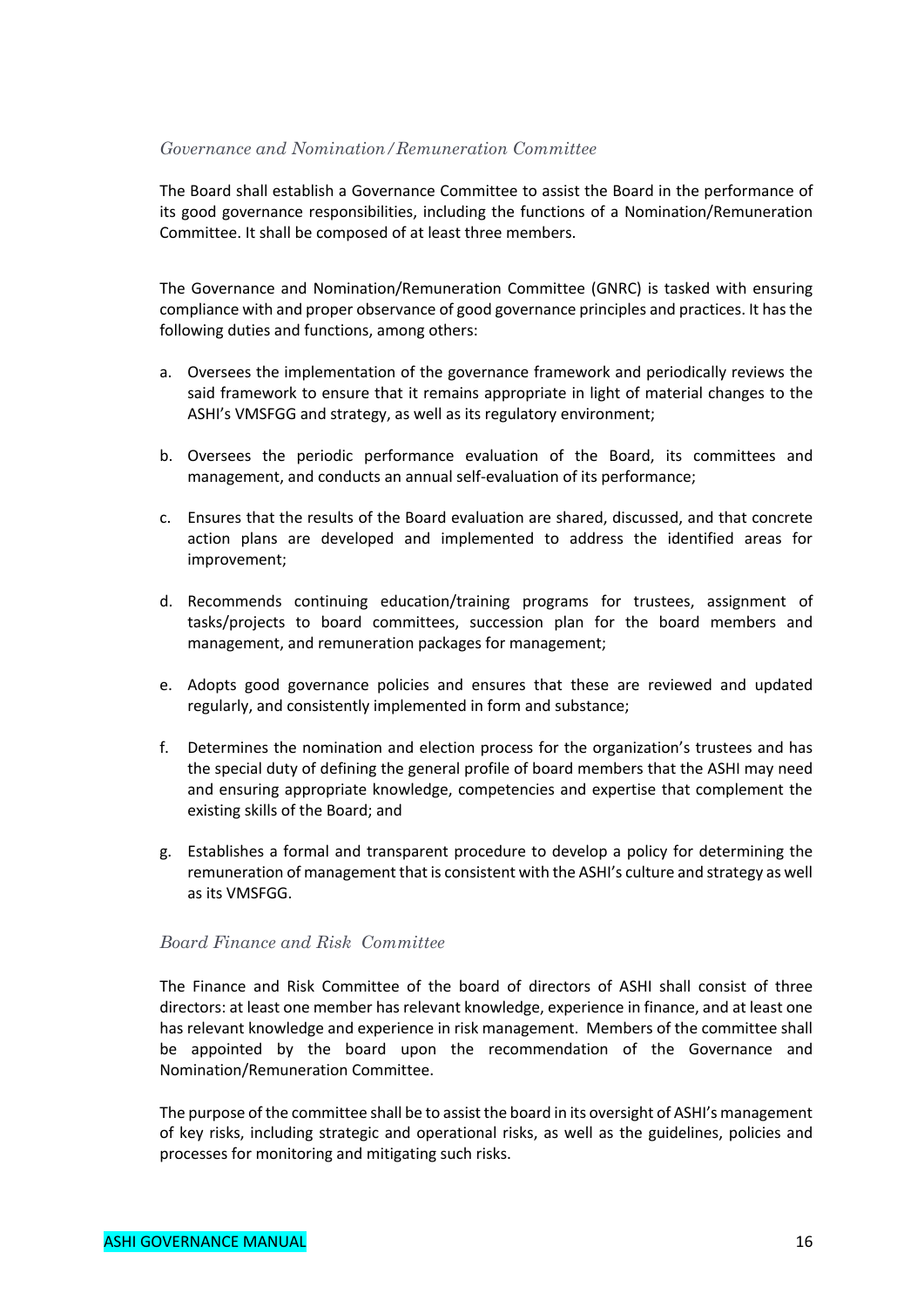### *Governance and Nomination/Remuneration Committee*

The Board shall establish a Governance Committee to assist the Board in the performance of its good governance responsibilities, including the functions of a Nomination/Remuneration Committee. It shall be composed of at least three members.

The Governance and Nomination/Remuneration Committee (GNRC) is tasked with ensuring compliance with and proper observance of good governance principles and practices. It has the following duties and functions, among others:

a. Oversees the implementation of the governance framework and periodically reviews the said framework to ensure that it remains appropriate in light of material changes to the ASHI's VMSFGG and strategy, as well as its regulatory environment;

b. Oversees the periodic performance evaluation of the Board, its committees and management, and conducts an annual self-evaluation of its performance;

c. Ensures that the results of the Board evaluation are shared, discussed, and that concrete action plans are developed and implemented to address the identified areas for improvement;

d. Recommends continuing education/training programs for trustees, assignment of tasks/projects to board committees, succession plan for the board members and management, and remuneration packages for management;

e. Adopts good governance policies and ensures that these are reviewed and updated regularly, and consistently implemented in form and substance;

f. Determines the nomination and election process for the organization's trustees and has the special duty of defining the general profile of board members that the ASHI may need and ensuring appropriate knowledge, competencies and expertise that complement the existing skills of the Board; and

g. Establishes a formal and transparent procedure to develop a policy for determining the remuneration of management that is consistent with the ASHI's culture and strategy as well as its VMSFGG.

### *Board Finance and Risk Committee*

The Finance and Risk Committee of the board of directors of ASHI shall consist of three directors: at least one member has relevant knowledge, experience in finance, and at least one has relevant knowledge and experience in risk management. Members of the committee shall be appointed by the board upon the recommendation of the Governance and Nomination/Remuneration Committee.

The purpose of the committee shall be to assist the board in its oversight of ASHI's management of key risks, including strategic and operational risks, as well as the guidelines, policies and processes for monitoring and mitigating such risks.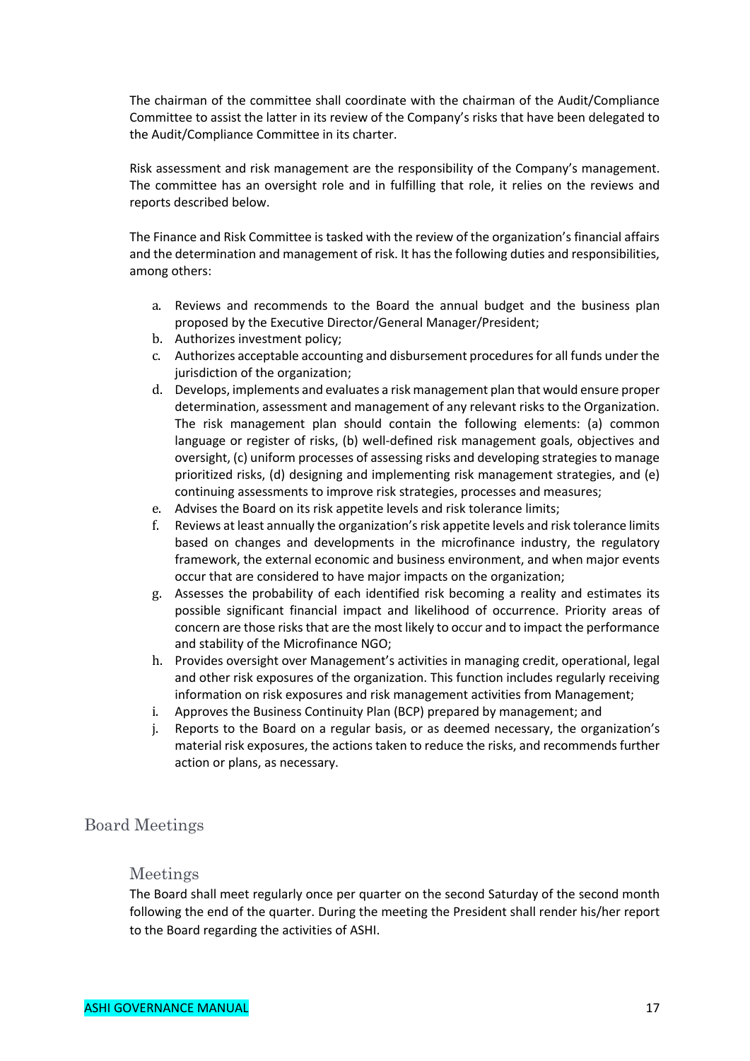The chairman of the committee shall coordinate with the chairman of the Audit/Compliance Committee to assist the latter in its review of the Company's risks that have been delegated to the Audit/Compliance Committee in its charter.

Risk assessment and risk management are the responsibility of the Company's management. The committee has an oversight role and in fulfilling that role, it relies on the reviews and reports described below.

The Finance and Risk Committee is tasked with the review of the organization's financial affairs and the determination and management of risk. It has the following duties and responsibilities, among others:

a. Reviews and recommends to the Board the annual budget and the business plan proposed by the Executive Director/General Manager/President;
b. Authorizes investment policy;
c. Authorizes acceptable accounting and disbursement procedures for all funds under the jurisdiction of the organization;
d. Develops, implements and evaluates a risk management plan that would ensure proper determination, assessment and management of any relevant risks to the Organization. The risk management plan should contain the following elements: (a) common language or register of risks, (b) well-defined risk management goals, objectives and oversight, (c) uniform processes of assessing risks and developing strategies to manage prioritized risks, (d) designing and implementing risk management strategies, and (e) continuing assessments to improve risk strategies, processes and measures;
e. Advises the Board on its risk appetite levels and risk tolerance limits;
f. Reviews at least annually the organization's risk appetite levels and risk tolerance limits based on changes and developments in the microfinance industry, the regulatory framework, the external economic and business environment, and when major events occur that are considered to have major impacts on the organization;
g. Assesses the probability of each identified risk becoming a reality and estimates its possible significant financial impact and likelihood of occurrence. Priority areas of concern are those risks that are the most likely to occur and to impact the performance and stability of the Microfinance NGO;
h. Provides oversight over Management's activities in managing credit, operational, legal and other risk exposures of the organization. This function includes regularly receiving information on risk exposures and risk management activities from Management;
i. Approves the Business Continuity Plan (BCP) prepared by management; and
j. Reports to the Board on a regular basis, or as deemed necessary, the organization's material risk exposures, the actions taken to reduce the risks, and recommends further action or plans, as necessary.

## Board Meetings

### Meetings

The Board shall meet regularly once per quarter on the second Saturday of the second month following the end of the quarter. During the meeting the President shall render his/her report to the Board regarding the activities of ASHI.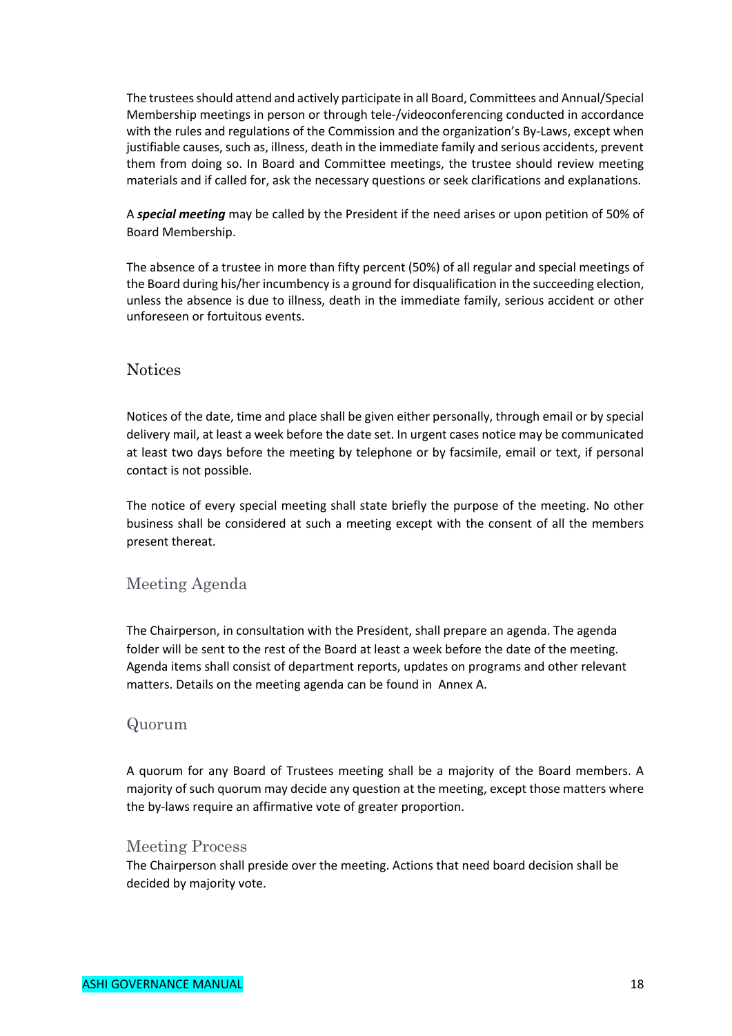The trustees should attend and actively participate in all Board, Committees and Annual/Special Membership meetings in person or through tele-/videoconferencing conducted in accordance with the rules and regulations of the Commission and the organization's By-Laws, except when justifiable causes, such as, illness, death in the immediate family and serious accidents, prevent them from doing so. In Board and Committee meetings, the trustee should review meeting materials and if called for, ask the necessary questions or seek clarifications and explanations.

A ***special meeting*** may be called by the President if the need arises or upon petition of 50% of Board Membership.

The absence of a trustee in more than fifty percent (50%) of all regular and special meetings of the Board during his/her incumbency is a ground for disqualification in the succeeding election, unless the absence is due to illness, death in the immediate family, serious accident or other unforeseen or fortuitous events.

## Notices

Notices of the date, time and place shall be given either personally, through email or by special delivery mail, at least a week before the date set. In urgent cases notice may be communicated at least two days before the meeting by telephone or by facsimile, email or text, if personal contact is not possible.

The notice of every special meeting shall state briefly the purpose of the meeting. No other business shall be considered at such a meeting except with the consent of all the members present thereat.

## Meeting Agenda

The Chairperson, in consultation with the President, shall prepare an agenda. The agenda folder will be sent to the rest of the Board at least a week before the date of the meeting. Agenda items shall consist of department reports, updates on programs and other relevant matters. Details on the meeting agenda can be found in Annex A.

## Quorum

A quorum for any Board of Trustees meeting shall be a majority of the Board members. A majority of such quorum may decide any question at the meeting, except those matters where the by-laws require an affirmative vote of greater proportion.

## Meeting Process

The Chairperson shall preside over the meeting. Actions that need board decision shall be decided by majority vote.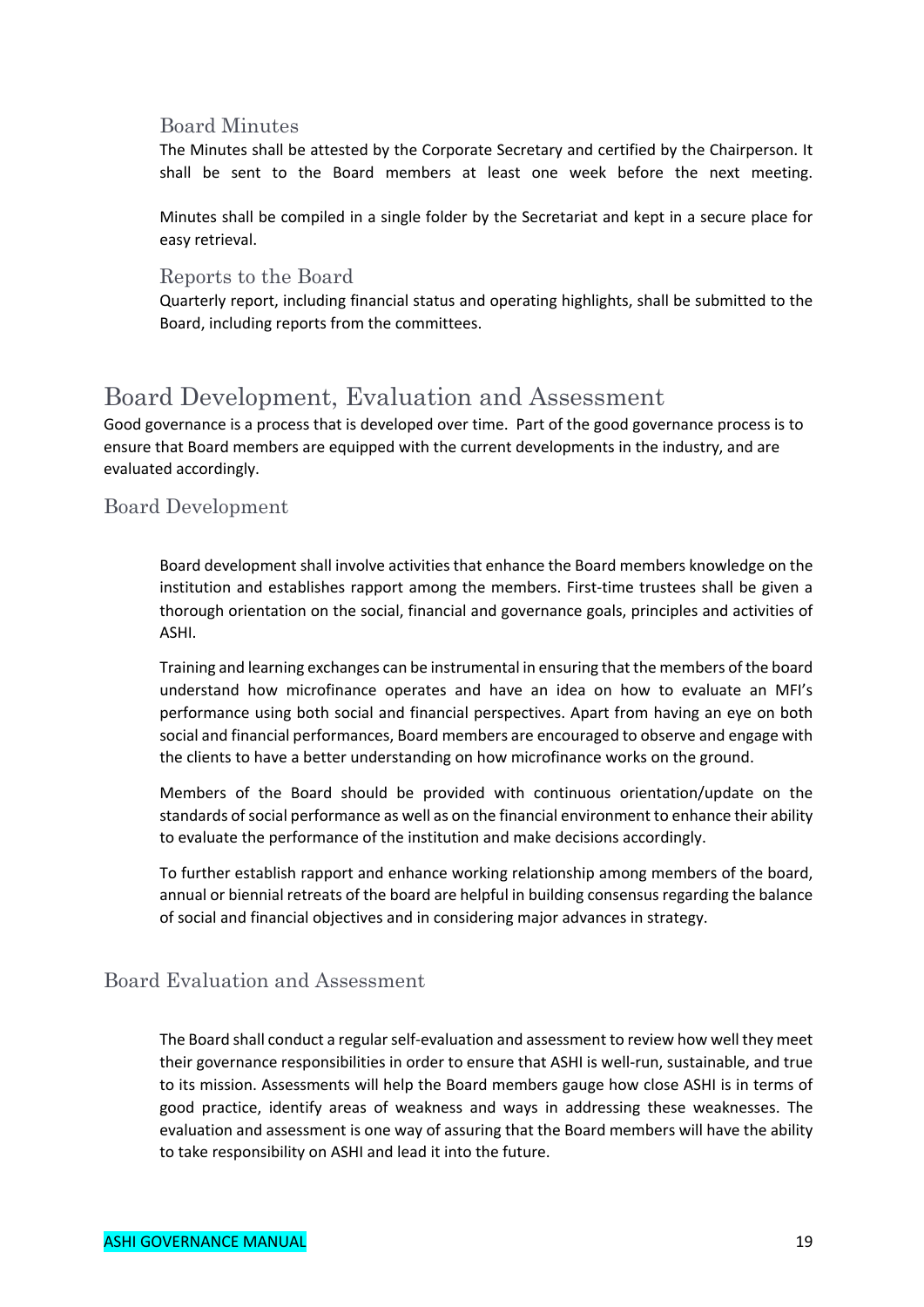### Board Minutes

The Minutes shall be attested by the Corporate Secretary and certified by the Chairperson. It shall be sent to the Board members at least one week before the next meeting.

Minutes shall be compiled in a single folder by the Secretariat and kept in a secure place for easy retrieval.

### Reports to the Board

Quarterly report, including financial status and operating highlights, shall be submitted to the Board, including reports from the committees.

# Board Development, Evaluation and Assessment

Good governance is a process that is developed over time. Part of the good governance process is to ensure that Board members are equipped with the current developments in the industry, and are evaluated accordingly.

## Board Development

Board development shall involve activities that enhance the Board members knowledge on the institution and establishes rapport among the members. First-time trustees shall be given a thorough orientation on the social, financial and governance goals, principles and activities of ASHI.

Training and learning exchanges can be instrumental in ensuring that the members of the board understand how microfinance operates and have an idea on how to evaluate an MFI's performance using both social and financial perspectives. Apart from having an eye on both social and financial performances, Board members are encouraged to observe and engage with the clients to have a better understanding on how microfinance works on the ground.

Members of the Board should be provided with continuous orientation/update on the standards of social performance as well as on the financial environment to enhance their ability to evaluate the performance of the institution and make decisions accordingly.

To further establish rapport and enhance working relationship among members of the board, annual or biennial retreats of the board are helpful in building consensus regarding the balance of social and financial objectives and in considering major advances in strategy.

## Board Evaluation and Assessment

The Board shall conduct a regular self-evaluation and assessment to review how well they meet their governance responsibilities in order to ensure that ASHI is well-run, sustainable, and true to its mission. Assessments will help the Board members gauge how close ASHI is in terms of good practice, identify areas of weakness and ways in addressing these weaknesses. The evaluation and assessment is one way of assuring that the Board members will have the ability to take responsibility on ASHI and lead it into the future.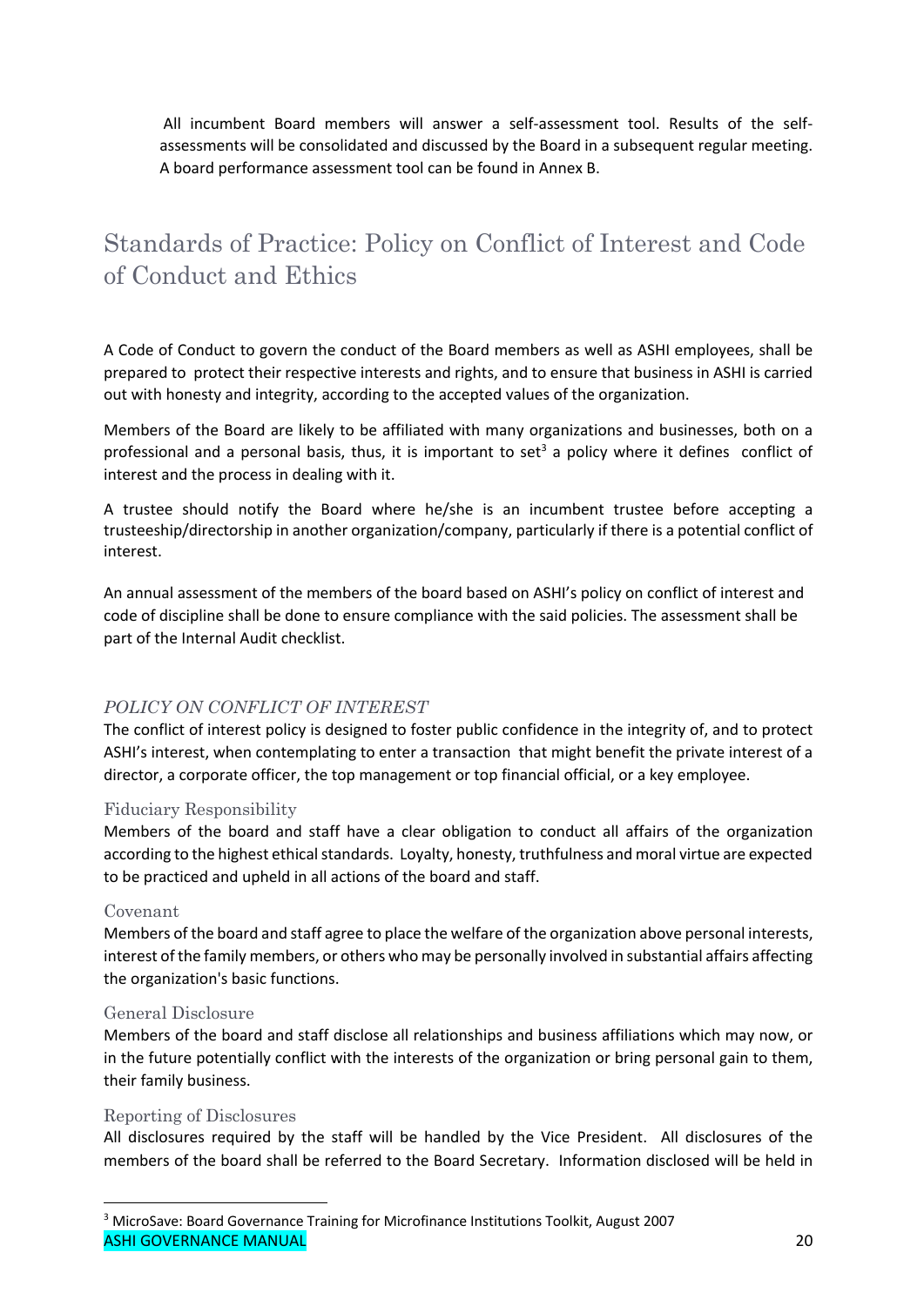All incumbent Board members will answer a self-assessment tool. Results of the self-assessments will be consolidated and discussed by the Board in a subsequent regular meeting. A board performance assessment tool can be found in Annex B.

# Standards of Practice: Policy on Conflict of Interest and Code of Conduct and Ethics

A Code of Conduct to govern the conduct of the Board members as well as ASHI employees, shall be prepared to protect their respective interests and rights, and to ensure that business in ASHI is carried out with honesty and integrity, according to the accepted values of the organization.

Members of the Board are likely to be affiliated with many organizations and businesses, both on a professional and a personal basis, thus, it is important to set[3] a policy where it defines conflict of interest and the process in dealing with it.

A trustee should notify the Board where he/she is an incumbent trustee before accepting a trusteeship/directorship in another organization/company, particularly if there is a potential conflict of interest.

An annual assessment of the members of the board based on ASHI's policy on conflict of interest and code of discipline shall be done to ensure compliance with the said policies. The assessment shall be part of the Internal Audit checklist.

## *POLICY ON CONFLICT OF INTEREST*

The conflict of interest policy is designed to foster public confidence in the integrity of, and to protect ASHI's interest, when contemplating to enter a transaction that might benefit the private interest of a director, a corporate officer, the top management or top financial official, or a key employee.

### Fiduciary Responsibility

Members of the board and staff have a clear obligation to conduct all affairs of the organization according to the highest ethical standards. Loyalty, honesty, truthfulness and moral virtue are expected to be practiced and upheld in all actions of the board and staff.

### Covenant

Members of the board and staff agree to place the welfare of the organization above personal interests, interest of the family members, or others who may be personally involved in substantial affairs affecting the organization's basic functions.

### General Disclosure

Members of the board and staff disclose all relationships and business affiliations which may now, or in the future potentially conflict with the interests of the organization or bring personal gain to them, their family business.

### Reporting of Disclosures

All disclosures required by the staff will be handled by the Vice President. All disclosures of the members of the board shall be referred to the Board Secretary. Information disclosed will be held in

[3] MicroSave: Board Governance Training for Microfinance Institutions Toolkit, August 2007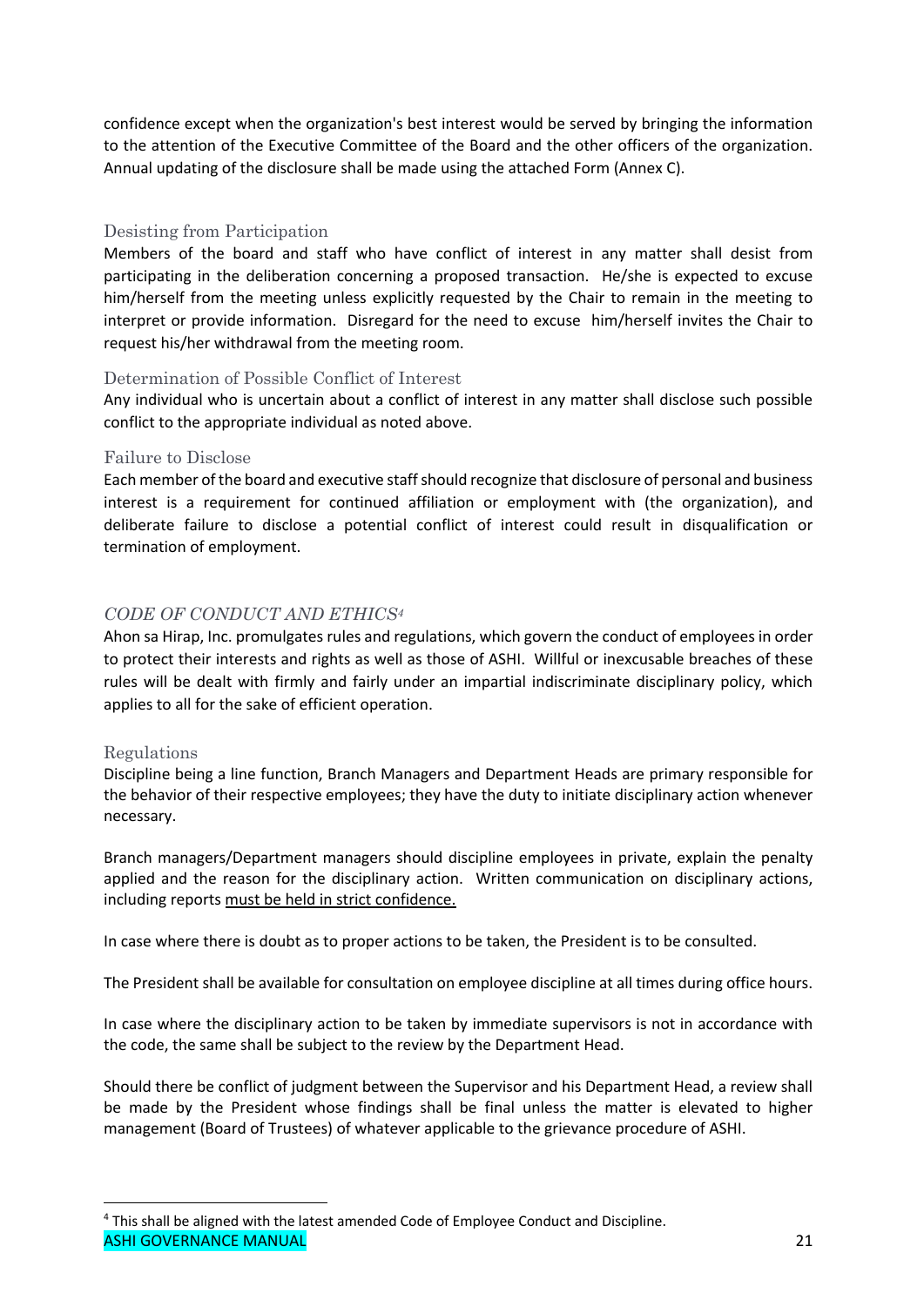confidence except when the organization's best interest would be served by bringing the information to the attention of the Executive Committee of the Board and the other officers of the organization. Annual updating of the disclosure shall be made using the attached Form (Annex C).

### Desisting from Participation

Members of the board and staff who have conflict of interest in any matter shall desist from participating in the deliberation concerning a proposed transaction. He/she is expected to excuse him/herself from the meeting unless explicitly requested by the Chair to remain in the meeting to interpret or provide information. Disregard for the need to excuse him/herself invites the Chair to request his/her withdrawal from the meeting room.

### Determination of Possible Conflict of Interest

Any individual who is uncertain about a conflict of interest in any matter shall disclose such possible conflict to the appropriate individual as noted above.

### Failure to Disclose

Each member of the board and executive staff should recognize that disclosure of personal and business interest is a requirement for continued affiliation or employment with (the organization), and deliberate failure to disclose a potential conflict of interest could result in disqualification or termination of employment.

## *CODE OF CONDUCT AND ETHICS*[4]

Ahon sa Hirap, Inc. promulgates rules and regulations, which govern the conduct of employees in order to protect their interests and rights as well as those of ASHI. Willful or inexcusable breaches of these rules will be dealt with firmly and fairly under an impartial indiscriminate disciplinary policy, which applies to all for the sake of efficient operation.

### Regulations

Discipline being a line function, Branch Managers and Department Heads are primary responsible for the behavior of their respective employees; they have the duty to initiate disciplinary action whenever necessary.

Branch managers/Department managers should discipline employees in private, explain the penalty applied and the reason for the disciplinary action. Written communication on disciplinary actions, including reports <u>must be held in strict confidence.</u>

In case where there is doubt as to proper actions to be taken, the President is to be consulted.

The President shall be available for consultation on employee discipline at all times during office hours.

In case where the disciplinary action to be taken by immediate supervisors is not in accordance with the code, the same shall be subject to the review by the Department Head.

Should there be conflict of judgment between the Supervisor and his Department Head, a review shall be made by the President whose findings shall be final unless the matter is elevated to higher management (Board of Trustees) of whatever applicable to the grievance procedure of ASHI.

---

[4] This shall be aligned with the latest amended Code of Employee Conduct and Discipline.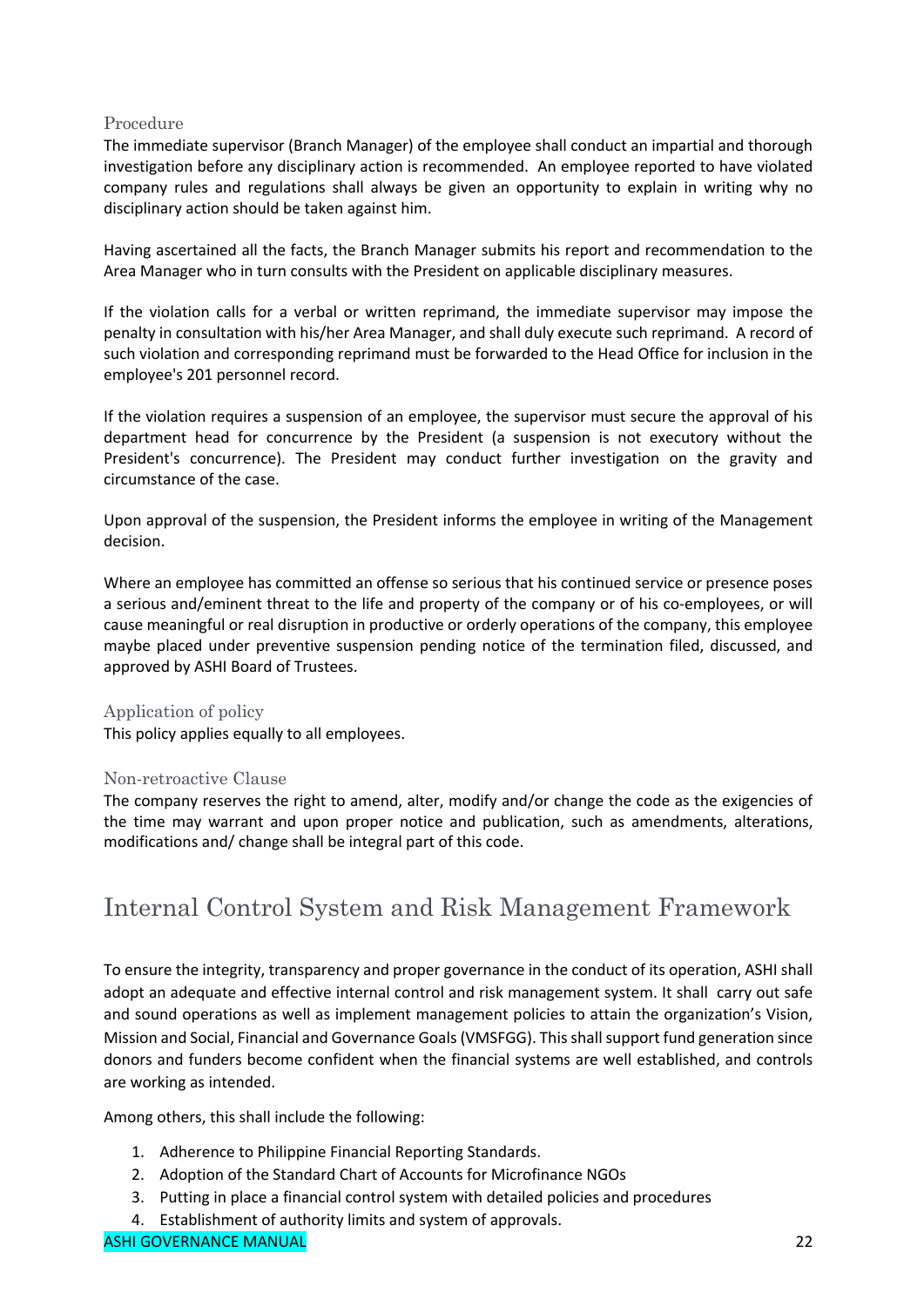### Procedure

The immediate supervisor (Branch Manager) of the employee shall conduct an impartial and thorough investigation before any disciplinary action is recommended. An employee reported to have violated company rules and regulations shall always be given an opportunity to explain in writing why no disciplinary action should be taken against him.

Having ascertained all the facts, the Branch Manager submits his report and recommendation to the Area Manager who in turn consults with the President on applicable disciplinary measures.

If the violation calls for a verbal or written reprimand, the immediate supervisor may impose the penalty in consultation with his/her Area Manager, and shall duly execute such reprimand. A record of such violation and corresponding reprimand must be forwarded to the Head Office for inclusion in the employee's 201 personnel record.

If the violation requires a suspension of an employee, the supervisor must secure the approval of his department head for concurrence by the President (a suspension is not executory without the President's concurrence). The President may conduct further investigation on the gravity and circumstance of the case.

Upon approval of the suspension, the President informs the employee in writing of the Management decision.

Where an employee has committed an offense so serious that his continued service or presence poses a serious and/eminent threat to the life and property of the company or of his co-employees, or will cause meaningful or real disruption in productive or orderly operations of the company, this employee maybe placed under preventive suspension pending notice of the termination filed, discussed, and approved by ASHI Board of Trustees.

### Application of policy

This policy applies equally to all employees.

### Non-retroactive Clause

The company reserves the right to amend, alter, modify and/or change the code as the exigencies of the time may warrant and upon proper notice and publication, such as amendments, alterations, modifications and/ change shall be integral part of this code.

## Internal Control System and Risk Management Framework

To ensure the integrity, transparency and proper governance in the conduct of its operation, ASHI shall adopt an adequate and effective internal control and risk management system. It shall carry out safe and sound operations as well as implement management policies to attain the organization's Vision, Mission and Social, Financial and Governance Goals (VMSFGG). This shall support fund generation since donors and funders become confident when the financial systems are well established, and controls are working as intended.

Among others, this shall include the following:

1. Adherence to Philippine Financial Reporting Standards.
2. Adoption of the Standard Chart of Accounts for Microfinance NGOs
3. Putting in place a financial control system with detailed policies and procedures
4. Establishment of authority limits and system of approvals.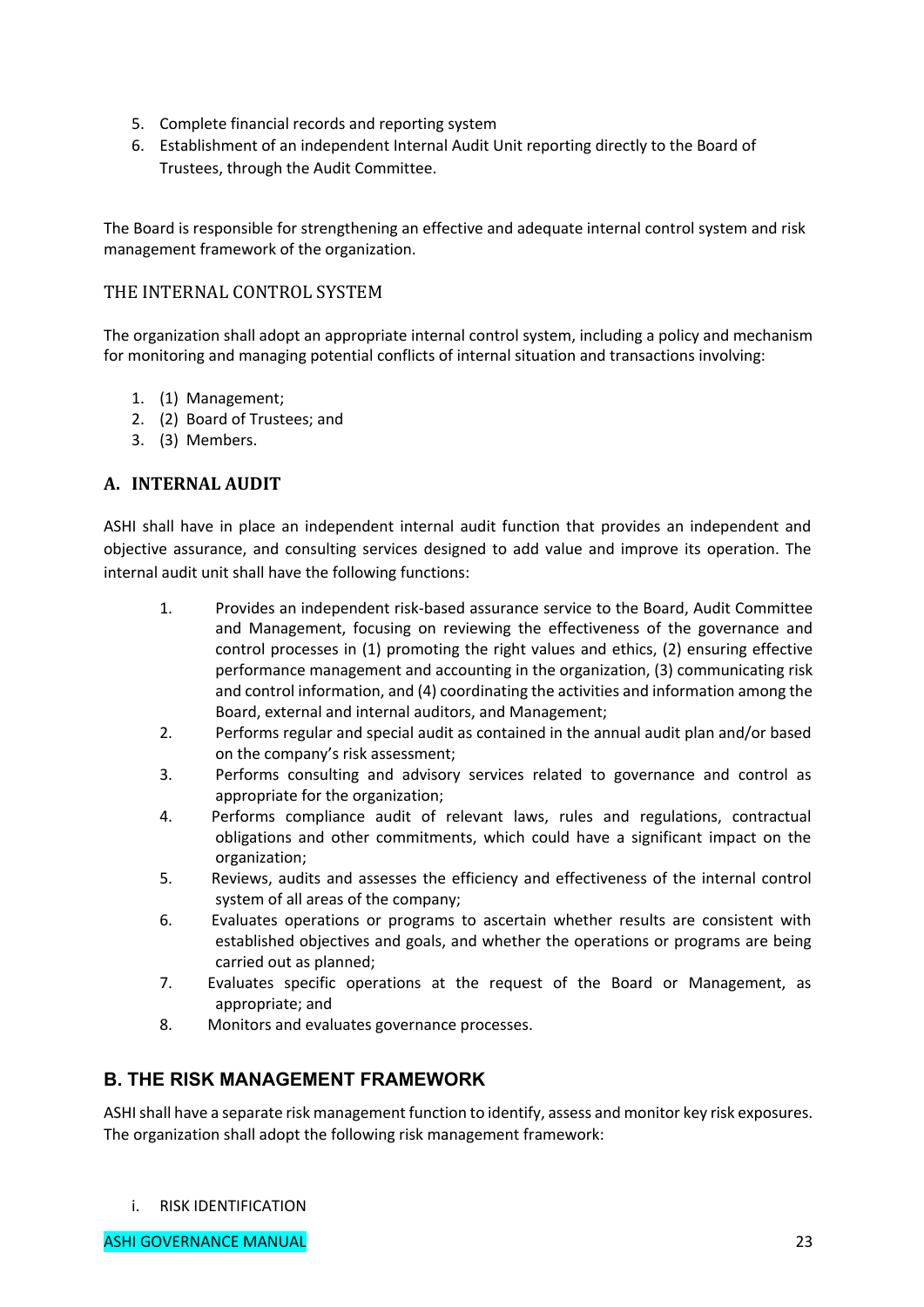5. Complete financial records and reporting system
6. Establishment of an independent Internal Audit Unit reporting directly to the Board of Trustees, through the Audit Committee.

The Board is responsible for strengthening an effective and adequate internal control system and risk management framework of the organization.

## THE INTERNAL CONTROL SYSTEM

The organization shall adopt an appropriate internal control system, including a policy and mechanism for monitoring and managing potential conflicts of internal situation and transactions involving:

1. (1) Management;
2. (2) Board of Trustees; and
3. (3) Members.

## A. INTERNAL AUDIT

ASHI shall have in place an independent internal audit function that provides an independent and objective assurance, and consulting services designed to add value and improve its operation. The internal audit unit shall have the following functions:

1. Provides an independent risk-based assurance service to the Board, Audit Committee and Management, focusing on reviewing the effectiveness of the governance and control processes in (1) promoting the right values and ethics, (2) ensuring effective performance management and accounting in the organization, (3) communicating risk and control information, and (4) coordinating the activities and information among the Board, external and internal auditors, and Management;
2. Performs regular and special audit as contained in the annual audit plan and/or based on the company's risk assessment;
3. Performs consulting and advisory services related to governance and control as appropriate for the organization;
4. Performs compliance audit of relevant laws, rules and regulations, contractual obligations and other commitments, which could have a significant impact on the organization;
5. Reviews, audits and assesses the efficiency and effectiveness of the internal control system of all areas of the company;
6. Evaluates operations or programs to ascertain whether results are consistent with established objectives and goals, and whether the operations or programs are being carried out as planned;
7. Evaluates specific operations at the request of the Board or Management, as appropriate; and
8. Monitors and evaluates governance processes.

## B. THE RISK MANAGEMENT FRAMEWORK

ASHI shall have a separate risk management function to identify, assess and monitor key risk exposures. The organization shall adopt the following risk management framework:

i. RISK IDENTIFICATION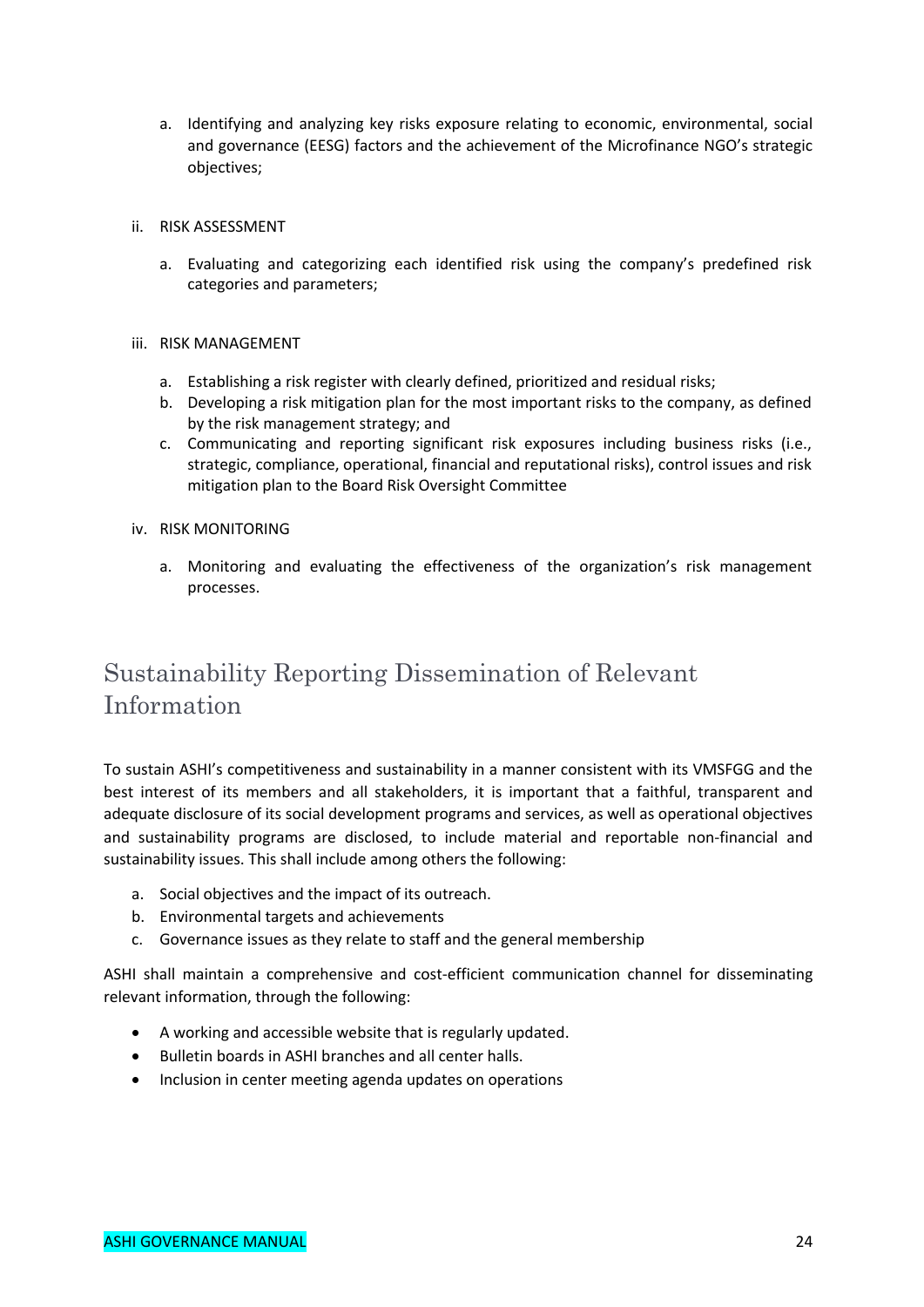a. Identifying and analyzing key risks exposure relating to economic, environmental, social and governance (EESG) factors and the achievement of the Microfinance NGO's strategic objectives;

ii. RISK ASSESSMENT

a. Evaluating and categorizing each identified risk using the company's predefined risk categories and parameters;

iii. RISK MANAGEMENT

a. Establishing a risk register with clearly defined, prioritized and residual risks;
b. Developing a risk mitigation plan for the most important risks to the company, as defined by the risk management strategy; and
c. Communicating and reporting significant risk exposures including business risks (i.e., strategic, compliance, operational, financial and reputational risks), control issues and risk mitigation plan to the Board Risk Oversight Committee

iv. RISK MONITORING

a. Monitoring and evaluating the effectiveness of the organization's risk management processes.

## Sustainability Reporting Dissemination of Relevant Information

To sustain ASHI's competitiveness and sustainability in a manner consistent with its VMSFGG and the best interest of its members and all stakeholders, it is important that a faithful, transparent and adequate disclosure of its social development programs and services, as well as operational objectives and sustainability programs are disclosed, to include material and reportable non-financial and sustainability issues. This shall include among others the following:

a. Social objectives and the impact of its outreach.
b. Environmental targets and achievements
c. Governance issues as they relate to staff and the general membership

ASHI shall maintain a comprehensive and cost-efficient communication channel for disseminating relevant information, through the following:

- A working and accessible website that is regularly updated.
- Bulletin boards in ASHI branches and all center halls.
- Inclusion in center meeting agenda updates on operations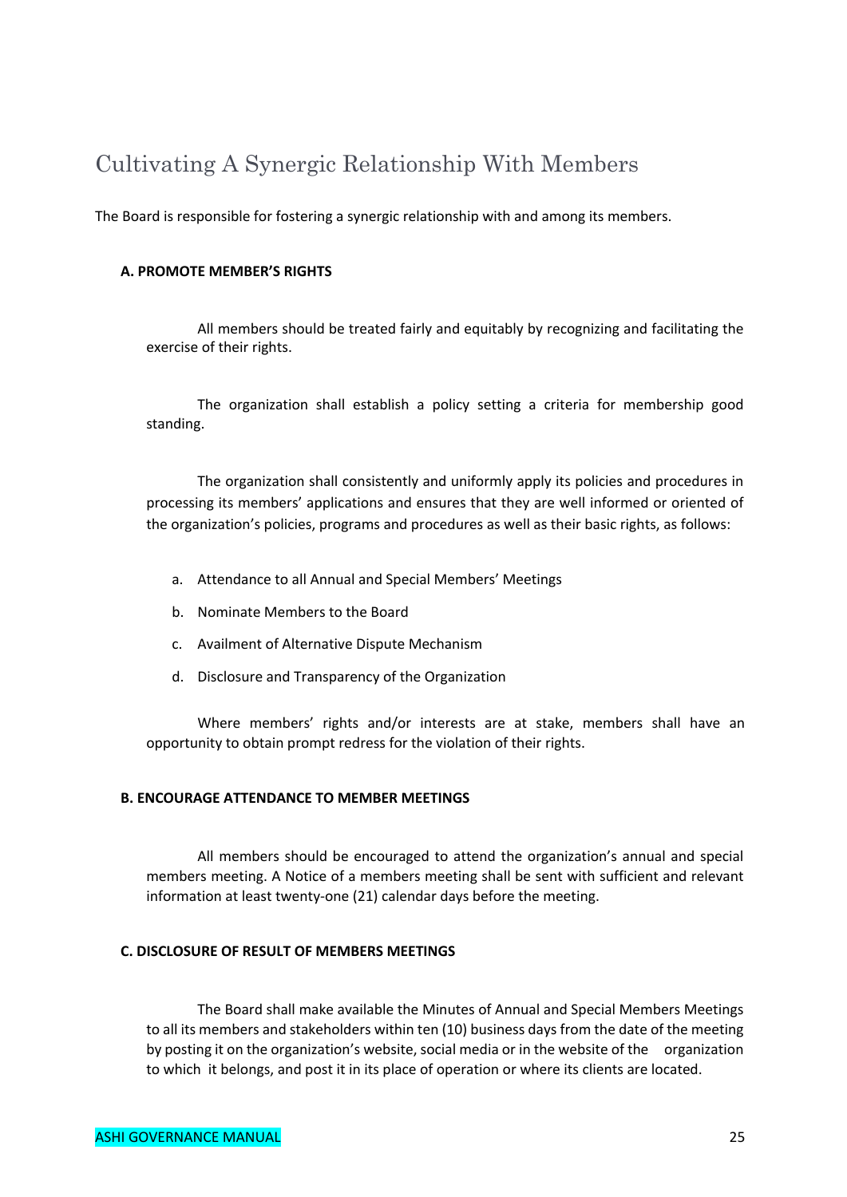# Cultivating A Synergic Relationship With Members

The Board is responsible for fostering a synergic relationship with and among its members.

### A. PROMOTE MEMBER'S RIGHTS

All members should be treated fairly and equitably by recognizing and facilitating the exercise of their rights.

The organization shall establish a policy setting a criteria for membership good standing.

The organization shall consistently and uniformly apply its policies and procedures in processing its members' applications and ensures that they are well informed or oriented of the organization's policies, programs and procedures as well as their basic rights, as follows:

a. Attendance to all Annual and Special Members' Meetings
b. Nominate Members to the Board
c. Availment of Alternative Dispute Mechanism
d. Disclosure and Transparency of the Organization

Where members' rights and/or interests are at stake, members shall have an opportunity to obtain prompt redress for the violation of their rights.

### B. ENCOURAGE ATTENDANCE TO MEMBER MEETINGS

All members should be encouraged to attend the organization's annual and special members meeting. A Notice of a members meeting shall be sent with sufficient and relevant information at least twenty-one (21) calendar days before the meeting.

### C. DISCLOSURE OF RESULT OF MEMBERS MEETINGS

The Board shall make available the Minutes of Annual and Special Members Meetings to all its members and stakeholders within ten (10) business days from the date of the meeting by posting it on the organization's website, social media or in the website of the organization to which it belongs, and post it in its place of operation or where its clients are located.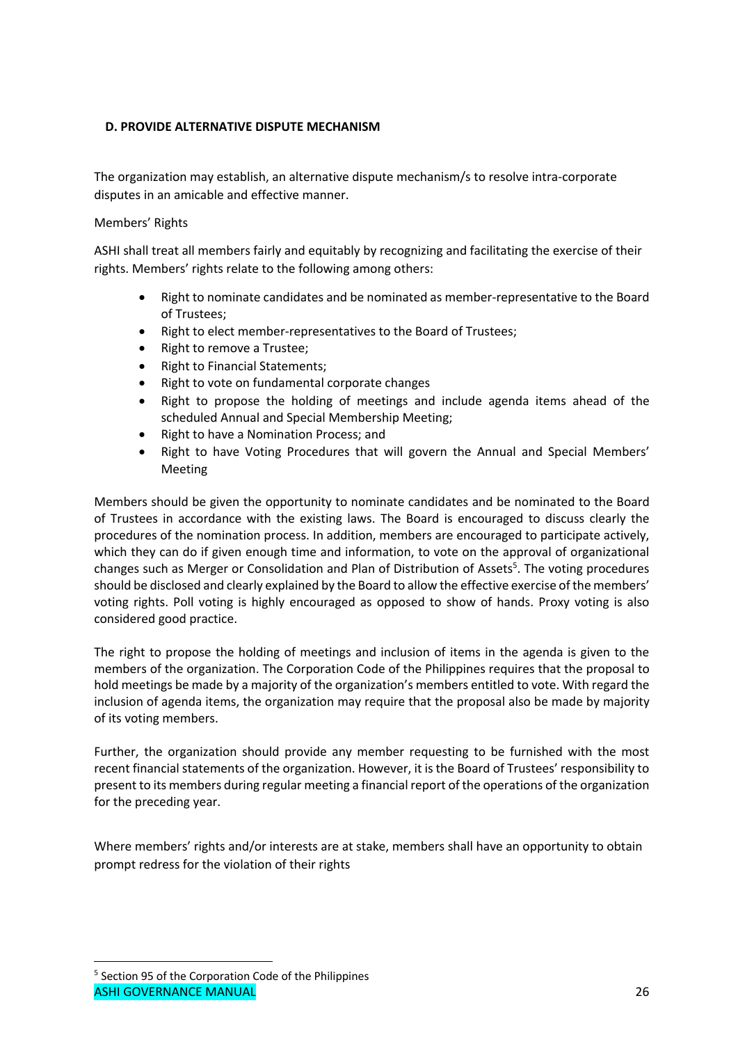### D. PROVIDE ALTERNATIVE DISPUTE MECHANISM

The organization may establish, an alternative dispute mechanism/s to resolve intra-corporate disputes in an amicable and effective manner.

Members' Rights

ASHI shall treat all members fairly and equitably by recognizing and facilitating the exercise of their rights. Members' rights relate to the following among others:

- Right to nominate candidates and be nominated as member-representative to the Board of Trustees;
- Right to elect member-representatives to the Board of Trustees;
- Right to remove a Trustee;
- Right to Financial Statements;
- Right to vote on fundamental corporate changes
- Right to propose the holding of meetings and include agenda items ahead of the scheduled Annual and Special Membership Meeting;
- Right to have a Nomination Process; and
- Right to have Voting Procedures that will govern the Annual and Special Members' Meeting

Members should be given the opportunity to nominate candidates and be nominated to the Board of Trustees in accordance with the existing laws. The Board is encouraged to discuss clearly the procedures of the nomination process. In addition, members are encouraged to participate actively, which they can do if given enough time and information, to vote on the approval of organizational changes such as Merger or Consolidation and Plan of Distribution of Assets[5]. The voting procedures should be disclosed and clearly explained by the Board to allow the effective exercise of the members' voting rights. Poll voting is highly encouraged as opposed to show of hands. Proxy voting is also considered good practice.

The right to propose the holding of meetings and inclusion of items in the agenda is given to the members of the organization. The Corporation Code of the Philippines requires that the proposal to hold meetings be made by a majority of the organization's members entitled to vote. With regard the inclusion of agenda items, the organization may require that the proposal also be made by majority of its voting members.

Further, the organization should provide any member requesting to be furnished with the most recent financial statements of the organization. However, it is the Board of Trustees' responsibility to present to its members during regular meeting a financial report of the operations of the organization for the preceding year.

Where members' rights and/or interests are at stake, members shall have an opportunity to obtain prompt redress for the violation of their rights

---

[5] Section 95 of the Corporation Code of the Philippines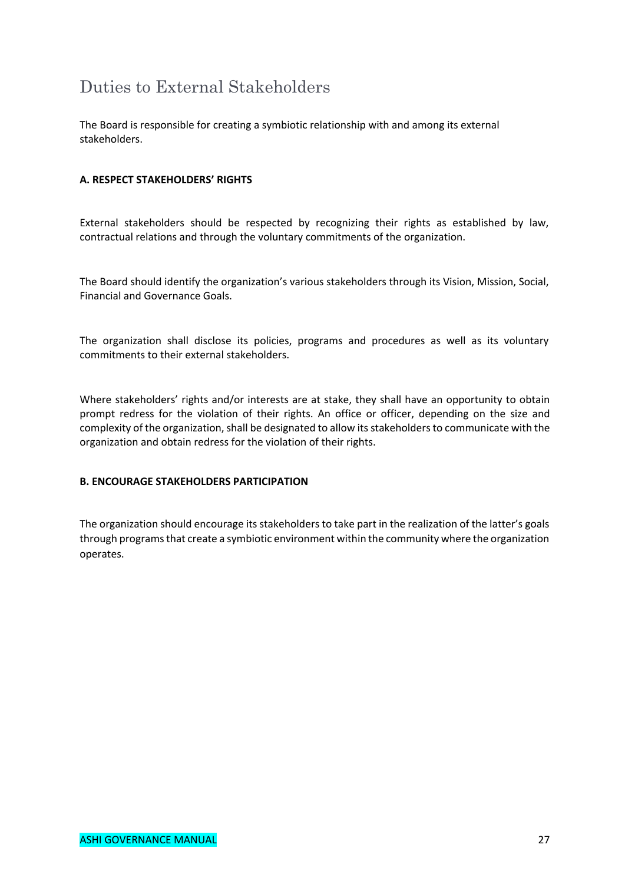# Duties to External Stakeholders

The Board is responsible for creating a symbiotic relationship with and among its external stakeholders.

**A. RESPECT STAKEHOLDERS' RIGHTS**

External stakeholders should be respected by recognizing their rights as established by law, contractual relations and through the voluntary commitments of the organization.

The Board should identify the organization's various stakeholders through its Vision, Mission, Social, Financial and Governance Goals.

The organization shall disclose its policies, programs and procedures as well as its voluntary commitments to their external stakeholders.

Where stakeholders' rights and/or interests are at stake, they shall have an opportunity to obtain prompt redress for the violation of their rights. An office or officer, depending on the size and complexity of the organization, shall be designated to allow its stakeholders to communicate with the organization and obtain redress for the violation of their rights.

**B. ENCOURAGE STAKEHOLDERS PARTICIPATION**

The organization should encourage its stakeholders to take part in the realization of the latter's goals through programs that create a symbiotic environment within the community where the organization operates.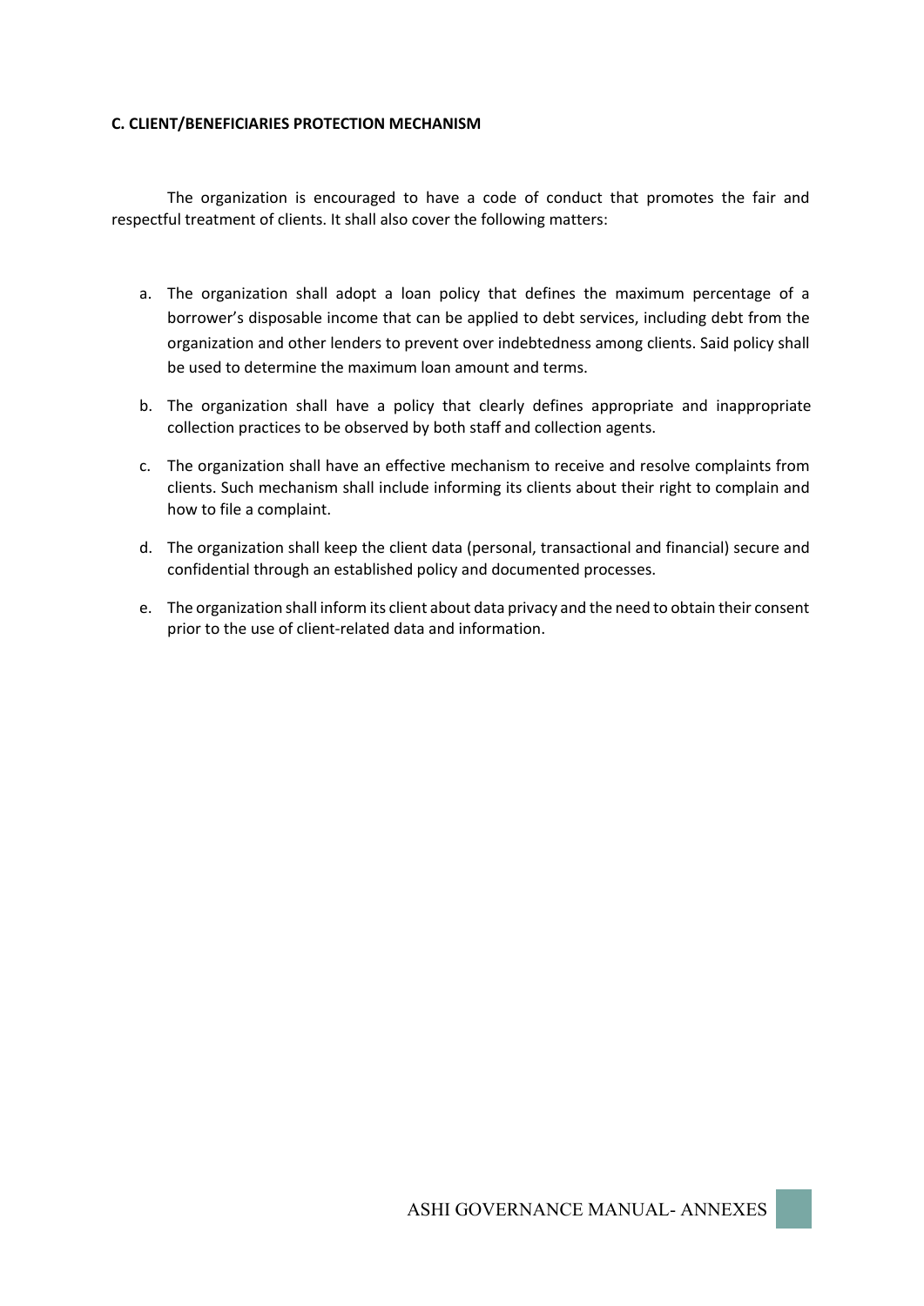**C. CLIENT/BENEFICIARIES PROTECTION MECHANISM**

The organization is encouraged to have a code of conduct that promotes the fair and respectful treatment of clients. It shall also cover the following matters:

a. The organization shall adopt a loan policy that defines the maximum percentage of a borrower's disposable income that can be applied to debt services, including debt from the organization and other lenders to prevent over indebtedness among clients. Said policy shall be used to determine the maximum loan amount and terms.

b. The organization shall have a policy that clearly defines appropriate and inappropriate collection practices to be observed by both staff and collection agents.

c. The organization shall have an effective mechanism to receive and resolve complaints from clients. Such mechanism shall include informing its clients about their right to complain and how to file a complaint.

d. The organization shall keep the client data (personal, transactional and financial) secure and confidential through an established policy and documented processes.

e. The organization shall inform its client about data privacy and the need to obtain their consent prior to the use of client-related data and information.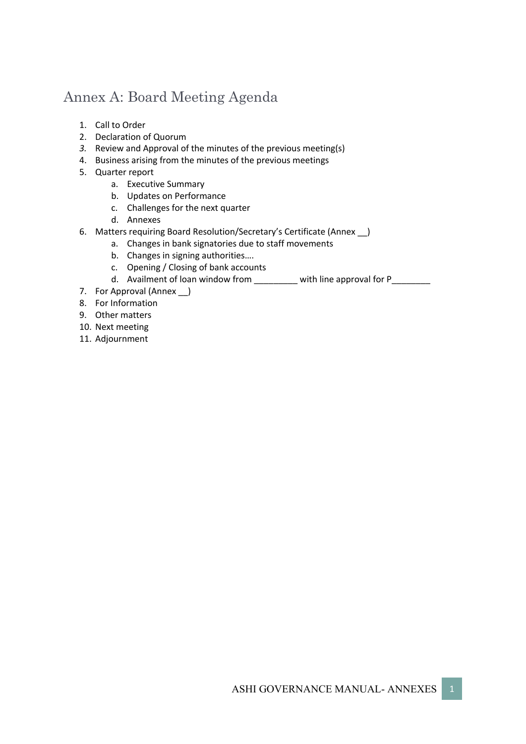# Annex A: Board Meeting Agenda

1. Call to Order
2. Declaration of Quorum
3. Review and Approval of the minutes of the previous meeting(s)
4. Business arising from the minutes of the previous meetings
5. Quarter report
    a. Executive Summary
    b. Updates on Performance
    c. Challenges for the next quarter
    d. Annexes
6. Matters requiring Board Resolution/Secretary's Certificate (Annex __)
    a. Changes in bank signatories due to staff movements
    b. Changes in signing authorities….
    c. Opening / Closing of bank accounts
    d. Availment of loan window from _________ with line approval for P________
7. For Approval (Annex __)
8. For Information
9. Other matters
10. Next meeting
11. Adjournment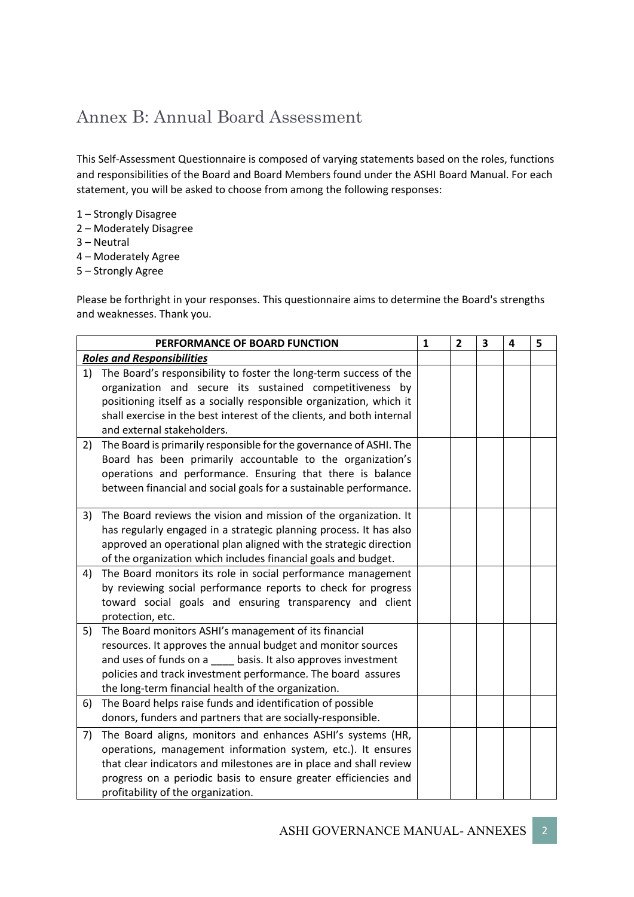# Annex B: Annual Board Assessment

This Self-Assessment Questionnaire is composed of varying statements based on the roles, functions and responsibilities of the Board and Board Members found under the ASHI Board Manual. For each statement, you will be asked to choose from among the following responses:

1 – Strongly Disagree
2 – Moderately Disagree
3 – Neutral
4 – Moderately Agree
5 – Strongly Agree

Please be forthright in your responses. This questionnaire aims to determine the Board's strengths and weaknesses. Thank you.

| PERFORMANCE OF BOARD FUNCTION | 1 | 2 | 3 | 4 | 5 |
|---|---|---|---|---|---|
| ***Roles and Responsibilities*** | | | | | |
| 1) The Board's responsibility to foster the long-term success of the organization and secure its sustained competitiveness by positioning itself as a socially responsible organization, which it shall exercise in the best interest of the clients, and both internal and external stakeholders. | | | | | |
| 2) The Board is primarily responsible for the governance of ASHI. The Board has been primarily accountable to the organization's operations and performance. Ensuring that there is balance between financial and social goals for a sustainable performance. | | | | | |
| 3) The Board reviews the vision and mission of the organization. It has regularly engaged in a strategic planning process. It has also approved an operational plan aligned with the strategic direction of the organization which includes financial goals and budget. | | | | | |
| 4) The Board monitors its role in social performance management by reviewing social performance reports to check for progress toward social goals and ensuring transparency and client protection, etc. | | | | | |
| 5) The Board monitors ASHI's management of its financial resources. It approves the annual budget and monitor sources and uses of funds on a ____ basis. It also approves investment policies and track investment performance. The board assures the long-term financial health of the organization. | | | | | |
| 6) The Board helps raise funds and identification of possible donors, funders and partners that are socially-responsible. | | | | | |
| 7) The Board aligns, monitors and enhances ASHI's systems (HR, operations, management information system, etc.). It ensures that clear indicators and milestones are in place and shall review progress on a periodic basis to ensure greater efficiencies and profitability of the organization. | | | | | |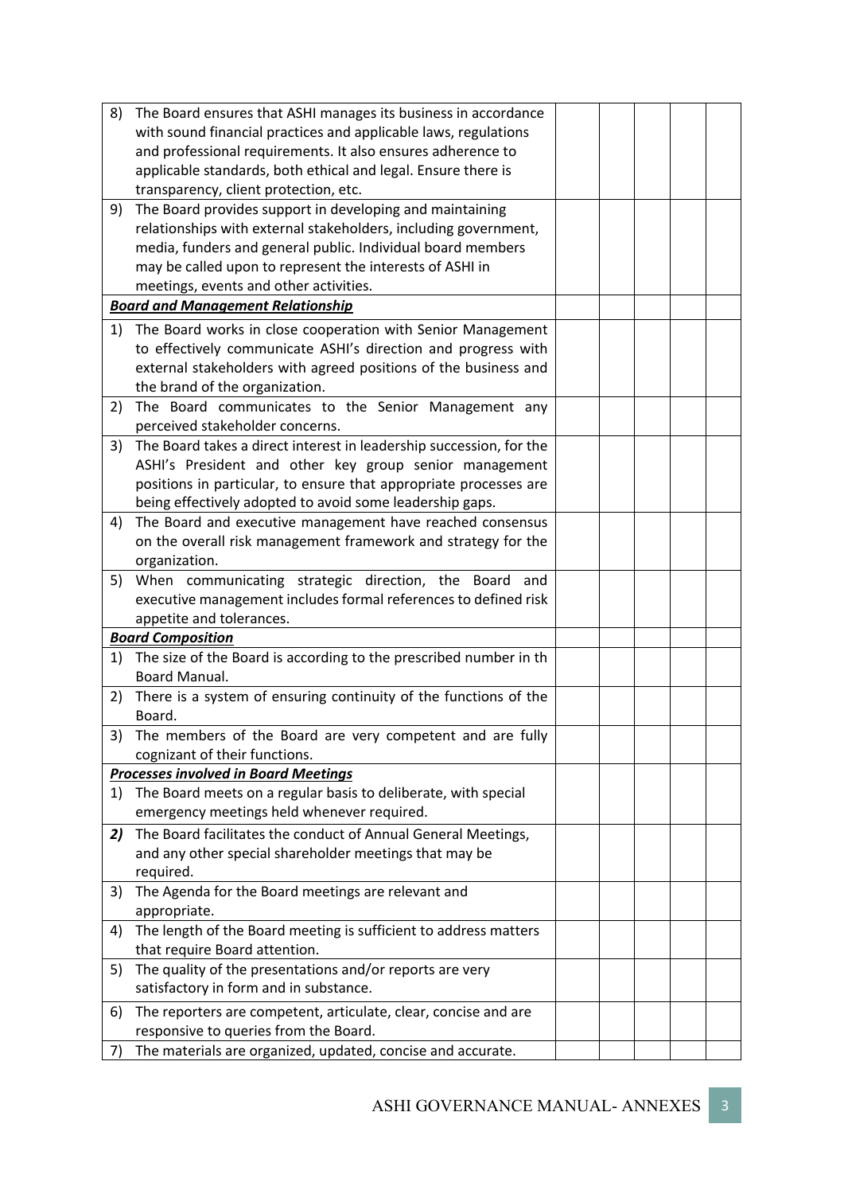| | | | | | |
|---|---|---|---|---|---|
| 8) The Board ensures that ASHI manages its business in accordance with sound financial practices and applicable laws, regulations and professional requirements. It also ensures adherence to applicable standards, both ethical and legal. Ensure there is transparency, client protection, etc. | | | | | |
| 9) The Board provides support in developing and maintaining relationships with external stakeholders, including government, media, funders and general public. Individual board members may be called upon to represent the interests of ASHI in meetings, events and other activities. | | | | | |
| ***Board and Management Relationship*** | | | | | |
| 1) The Board works in close cooperation with Senior Management to effectively communicate ASHI's direction and progress with external stakeholders with agreed positions of the business and the brand of the organization. | | | | | |
| 2) The Board communicates to the Senior Management any perceived stakeholder concerns. | | | | | |
| 3) The Board takes a direct interest in leadership succession, for the ASHI's President and other key group senior management positions in particular, to ensure that appropriate processes are being effectively adopted to avoid some leadership gaps. | | | | | |
| 4) The Board and executive management have reached consensus on the overall risk management framework and strategy for the organization. | | | | | |
| 5) When communicating strategic direction, the Board and executive management includes formal references to defined risk appetite and tolerances. | | | | | |
| ***Board Composition*** | | | | | |
| 1) The size of the Board is according to the prescribed number in th Board Manual. | | | | | |
| 2) There is a system of ensuring continuity of the functions of the Board. | | | | | |
| 3) The members of the Board are very competent and are fully cognizant of their functions. | | | | | |
| ***Processes involved in Board Meetings*** | | | | | |
| 1) The Board meets on a regular basis to deliberate, with special emergency meetings held whenever required. | | | | | |
| ***2)*** The Board facilitates the conduct of Annual General Meetings, and any other special shareholder meetings that may be required. | | | | | |
| 3) The Agenda for the Board meetings are relevant and appropriate. | | | | | |
| 4) The length of the Board meeting is sufficient to address matters that require Board attention. | | | | | |
| 5) The quality of the presentations and/or reports are very satisfactory in form and in substance. | | | | | |
| 6) The reporters are competent, articulate, clear, concise and are responsive to queries from the Board. | | | | | |
| 7) The materials are organized, updated, concise and accurate. | | | | | |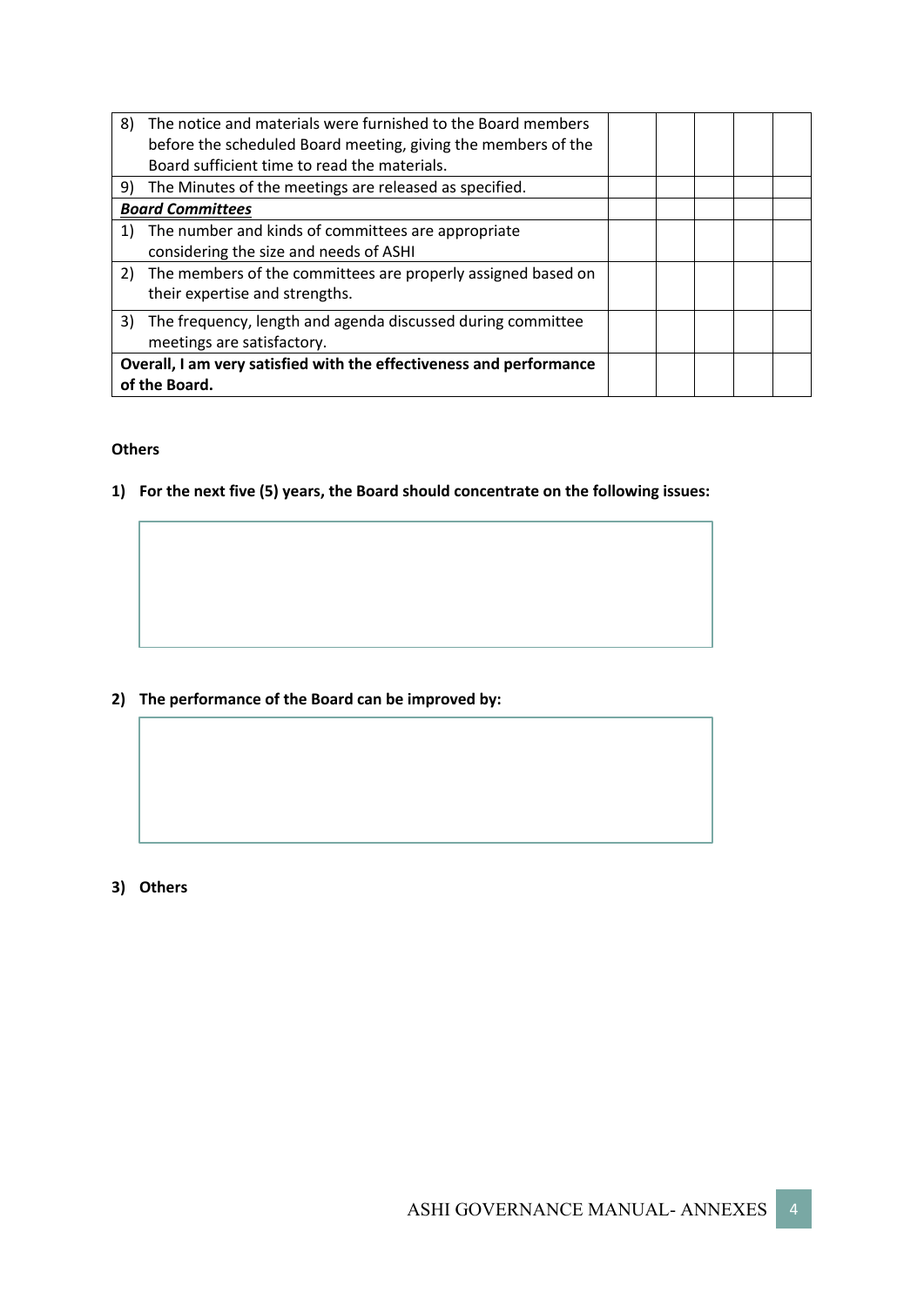| | | | | | |
|---|---|---|---|---|---|
| 8) The notice and materials were furnished to the Board members before the scheduled Board meeting, giving the members of the Board sufficient time to read the materials. | | | | | |
| 9) The Minutes of the meetings are released as specified. | | | | | |
| ***Board Committees*** | | | | | |
| 1) The number and kinds of committees are appropriate considering the size and needs of ASHI | | | | | |
| 2) The members of the committees are properly assigned based on their expertise and strengths. | | | | | |
| 3) The frequency, length and agenda discussed during committee meetings are satisfactory. | | | | | |
| **Overall, I am very satisfied with the effectiveness and performance of the Board.** | | | | | |

**Others**

**1) For the next five (5) years, the Board should concentrate on the following issues:**

**2) The performance of the Board can be improved by:**

**3) Others**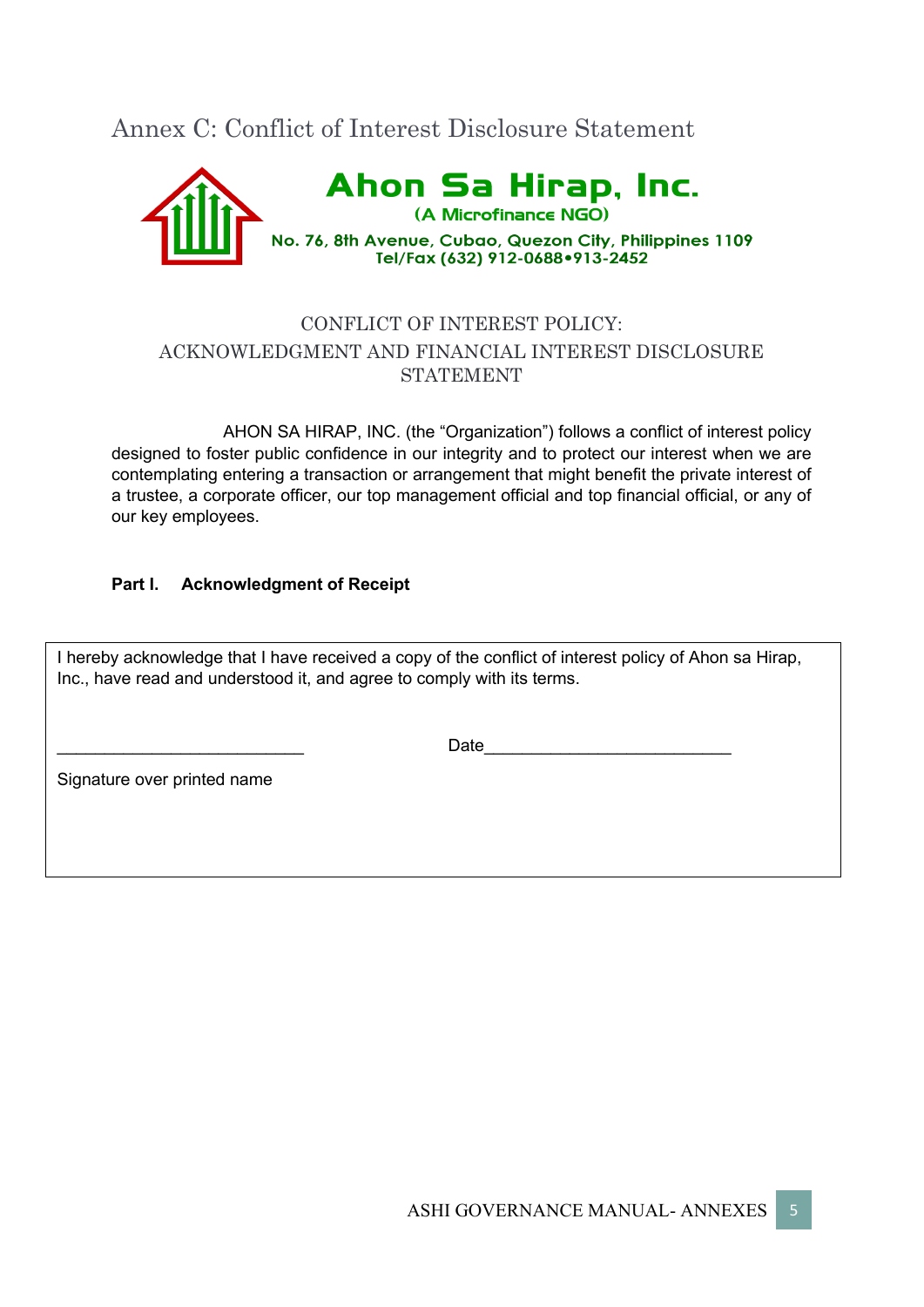# Annex C: Conflict of Interest Disclosure Statement

**Ahon Sa Hirap, Inc.**

**(A Microfinance NGO)**

**No. 76, 8th Avenue, Cubao, Quezon City, Philippines 1109**
**Tel/Fax (632) 912-0688•913-2452**

## CONFLICT OF INTEREST POLICY: ACKNOWLEDGMENT AND FINANCIAL INTEREST DISCLOSURE STATEMENT

AHON SA HIRAP, INC. (the "Organization") follows a conflict of interest policy designed to foster public confidence in our integrity and to protect our interest when we are contemplating entering a transaction or arrangement that might benefit the private interest of a trustee, a corporate officer, our top management official and top financial official, or any of our key employees.

**Part I. Acknowledgment of Receipt**

I hereby acknowledge that I have received a copy of the conflict of interest policy of Ahon sa Hirap, Inc., have read and understood it, and agree to comply with its terms.

__________________________ Date__________________________

Signature over printed name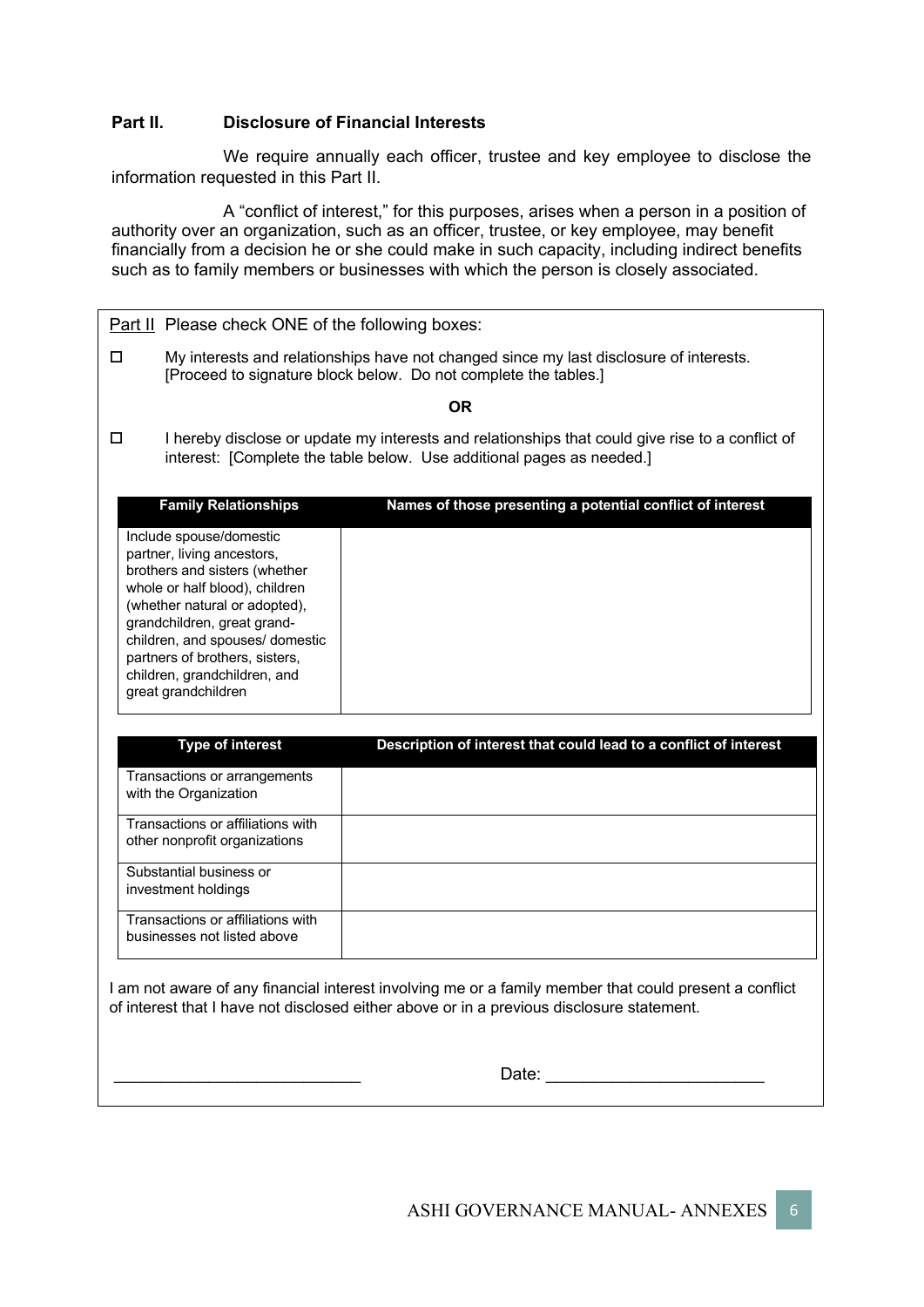## Part II. Disclosure of Financial Interests

We require annually each officer, trustee and key employee to disclose the information requested in this Part II.

A "conflict of interest," for this purposes, arises when a person in a position of authority over an organization, such as an officer, trustee, or key employee, may benefit financially from a decision he or she could make in such capacity, including indirect benefits such as to family members or businesses with which the person is closely associated.

Part II Please check ONE of the following boxes:

☐ My interests and relationships have not changed since my last disclosure of interests. [Proceed to signature block below. Do not complete the tables.]

**OR**

☐ I hereby disclose or update my interests and relationships that could give rise to a conflict of interest: [Complete the table below. Use additional pages as needed.]

| Family Relationships | Names of those presenting a potential conflict of interest |
|---|---|
| Include spouse/domestic partner, living ancestors, brothers and sisters (whether whole or half blood), children (whether natural or adopted), grandchildren, great grand-children, and spouses/ domestic partners of brothers, sisters, children, grandchildren, and great grandchildren | |

| Type of interest | Description of interest that could lead to a conflict of interest |
|---|---|
| Transactions or arrangements with the Organization | |
| Transactions or affiliations with other nonprofit organizations | |
| Substantial business or investment holdings | |
| Transactions or affiliations with businesses not listed above | |

I am not aware of any financial interest involving me or a family member that could present a conflict of interest that I have not disclosed either above or in a previous disclosure statement.

___________________________ Date: _______________________